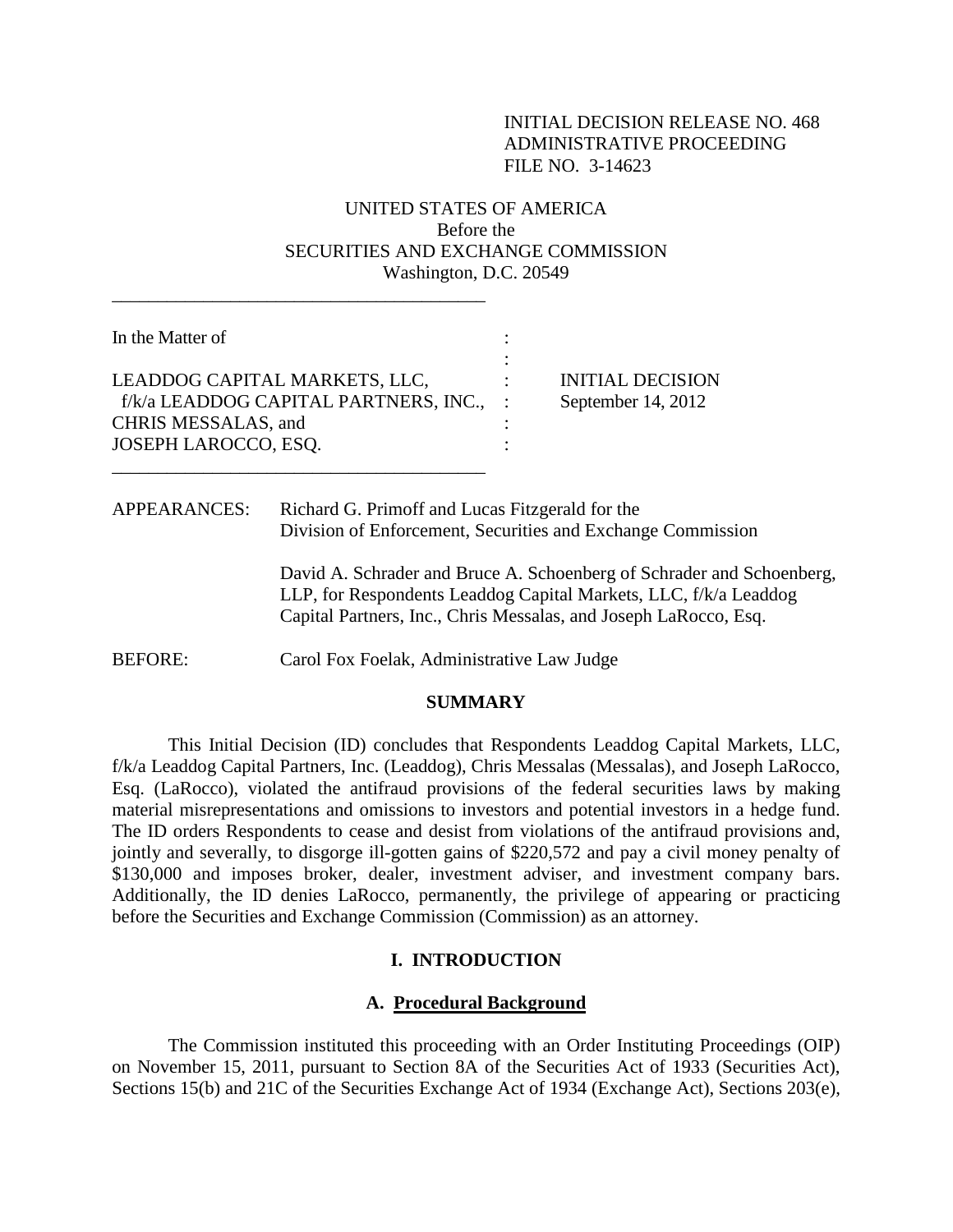INITIAL DECISION RELEASE NO. 468
ADMINISTRATIVE PROCEEDING
FILE NO. 3-14623

UNITED STATES OF AMERICA
Before the
SECURITIES AND EXCHANGE COMMISSION
Washington, D.C. 20549

---

In the Matter of

LEADDOG CAPITAL MARKETS, LLC,
f/k/a LEADDOG CAPITAL PARTNERS, INC.,
CHRIS MESSALAS, and
JOSEPH LAROCCO, ESQ.

INITIAL DECISION
September 14, 2012

---

APPEARANCES: Richard G. Primoff and Lucas Fitzgerald for the Division of Enforcement, Securities and Exchange Commission

David A. Schrader and Bruce A. Schoenberg of Schrader and Schoenberg, LLP, for Respondents Leaddog Capital Markets, LLC, f/k/a Leaddog Capital Partners, Inc., Chris Messalas, and Joseph LaRocco, Esq.

BEFORE: Carol Fox Foelak, Administrative Law Judge

## SUMMARY

This Initial Decision (ID) concludes that Respondents Leaddog Capital Markets, LLC, f/k/a Leaddog Capital Partners, Inc. (Leaddog), Chris Messalas (Messalas), and Joseph LaRocco, Esq. (LaRocco), violated the antifraud provisions of the federal securities laws by making material misrepresentations and omissions to investors and potential investors in a hedge fund. The ID orders Respondents to cease and desist from violations of the antifraud provisions and, jointly and severally, to disgorge ill-gotten gains of $220,572 and pay a civil money penalty of $130,000 and imposes broker, dealer, investment adviser, and investment company bars. Additionally, the ID denies LaRocco, permanently, the privilege of appearing or practicing before the Securities and Exchange Commission (Commission) as an attorney.

## I. INTRODUCTION

### A. Procedural Background

The Commission instituted this proceeding with an Order Instituting Proceedings (OIP) on November 15, 2011, pursuant to Section 8A of the Securities Act of 1933 (Securities Act), Sections 15(b) and 21C of the Securities Exchange Act of 1934 (Exchange Act), Sections 203(e),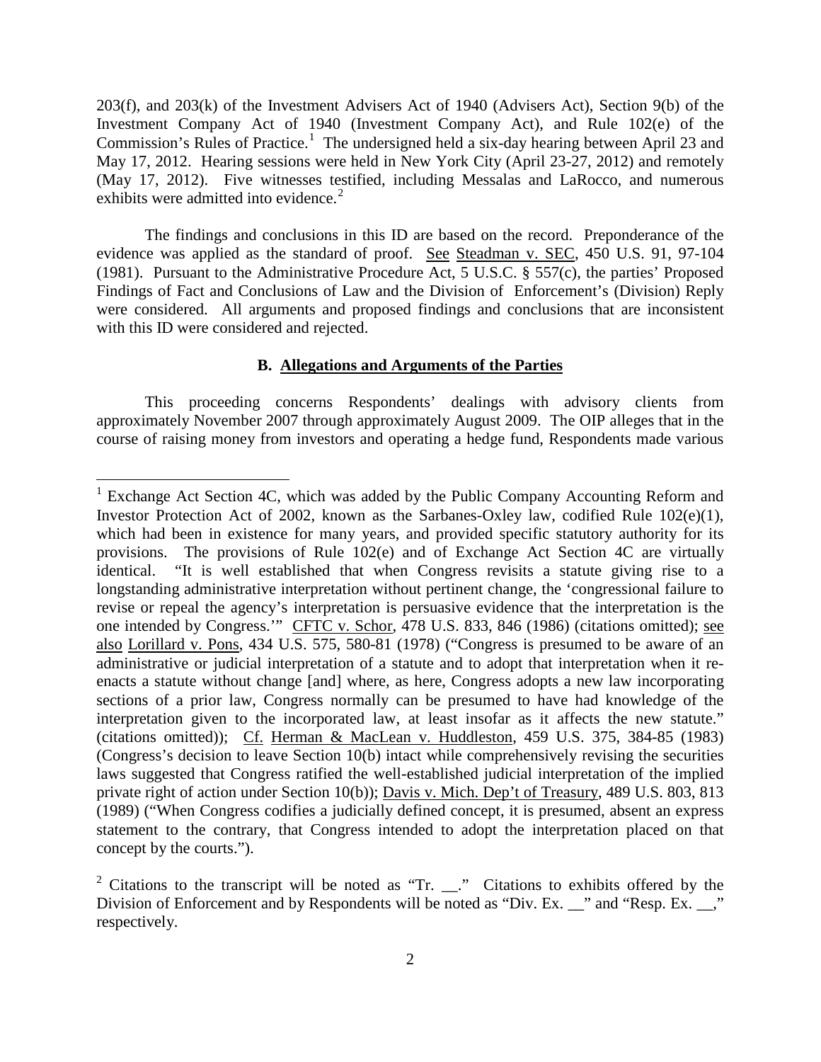203(f), and 203(k) of the Investment Advisers Act of 1940 (Advisers Act), Section 9(b) of the Investment Company Act of 1940 (Investment Company Act), and Rule 102(e) of the Commission's Rules of Practice.[1] The undersigned held a six-day hearing between April 23 and May 17, 2012. Hearing sessions were held in New York City (April 23-27, 2012) and remotely (May 17, 2012). Five witnesses testified, including Messalas and LaRocco, and numerous exhibits were admitted into evidence.[2]

The findings and conclusions in this ID are based on the record. Preponderance of the evidence was applied as the standard of proof. See Steadman v. SEC, 450 U.S. 91, 97-104 (1981). Pursuant to the Administrative Procedure Act, 5 U.S.C. § 557(c), the parties' Proposed Findings of Fact and Conclusions of Law and the Division of Enforcement's (Division) Reply were considered. All arguments and proposed findings and conclusions that are inconsistent with this ID were considered and rejected.

### B. Allegations and Arguments of the Parties

This proceeding concerns Respondents' dealings with advisory clients from approximately November 2007 through approximately August 2009. The OIP alleges that in the course of raising money from investors and operating a hedge fund, Respondents made various

---

[1] Exchange Act Section 4C, which was added by the Public Company Accounting Reform and Investor Protection Act of 2002, known as the Sarbanes-Oxley law, codified Rule 102(e)(1), which had been in existence for many years, and provided specific statutory authority for its provisions. The provisions of Rule 102(e) and of Exchange Act Section 4C are virtually identical. "It is well established that when Congress revisits a statute giving rise to a longstanding administrative interpretation without pertinent change, the 'congressional failure to revise or repeal the agency's interpretation is persuasive evidence that the interpretation is the one intended by Congress.'" CFTC v. Schor, 478 U.S. 833, 846 (1986) (citations omitted); see also Lorillard v. Pons, 434 U.S. 575, 580-81 (1978) ("Congress is presumed to be aware of an administrative or judicial interpretation of a statute and to adopt that interpretation when it re-enacts a statute without change [and] where, as here, Congress adopts a new law incorporating sections of a prior law, Congress normally can be presumed to have had knowledge of the interpretation given to the incorporated law, at least insofar as it affects the new statute." (citations omitted)); Cf. Herman & MacLean v. Huddleston, 459 U.S. 375, 384-85 (1983) (Congress's decision to leave Section 10(b) intact while comprehensively revising the securities laws suggested that Congress ratified the well-established judicial interpretation of the implied private right of action under Section 10(b)); Davis v. Mich. Dep't of Treasury, 489 U.S. 803, 813 (1989) ("When Congress codifies a judicially defined concept, it is presumed, absent an express statement to the contrary, that Congress intended to adopt the interpretation placed on that concept by the courts.").

[2] Citations to the transcript will be noted as "Tr. __." Citations to exhibits offered by the Division of Enforcement and by Respondents will be noted as "Div. Ex. __" and "Resp. Ex. __," respectively.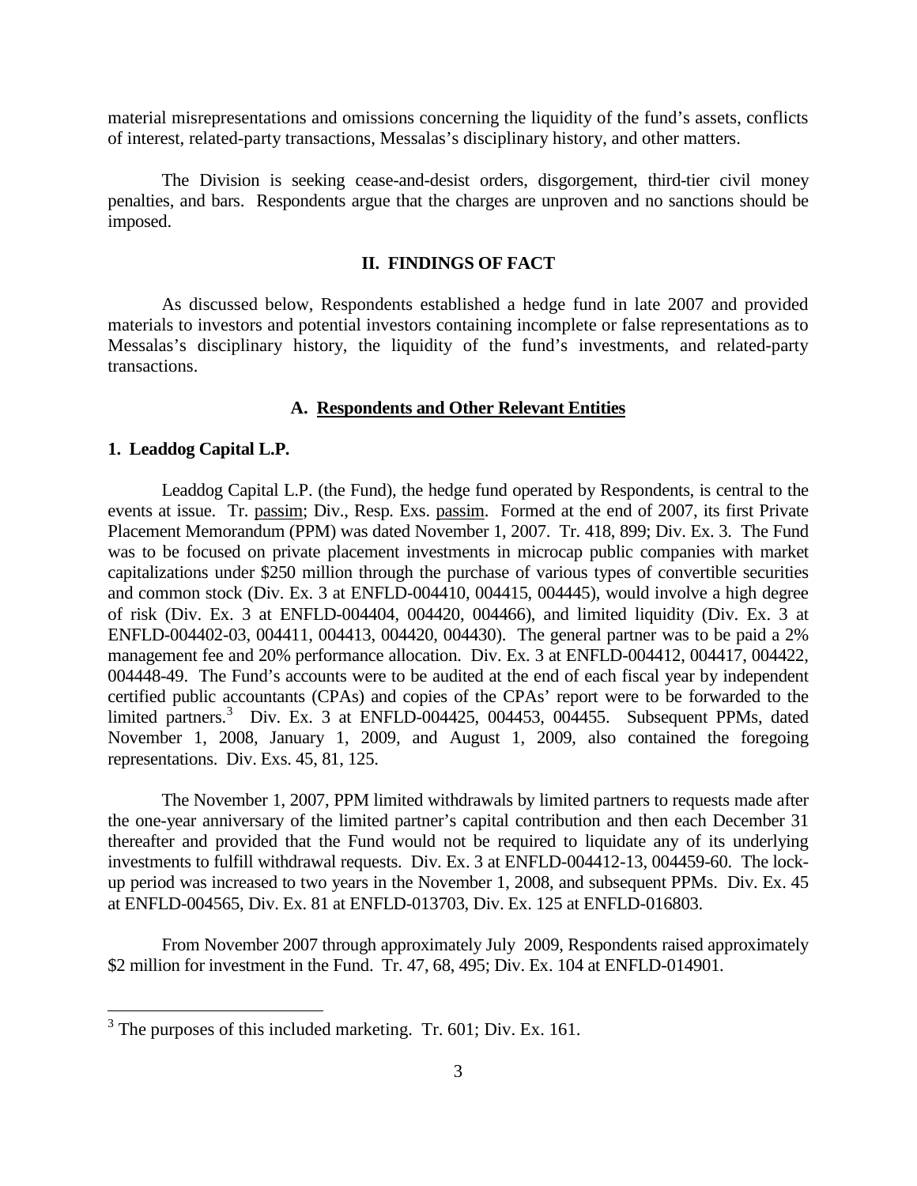material misrepresentations and omissions concerning the liquidity of the fund's assets, conflicts of interest, related-party transactions, Messalas's disciplinary history, and other matters.

The Division is seeking cease-and-desist orders, disgorgement, third-tier civil money penalties, and bars. Respondents argue that the charges are unproven and no sanctions should be imposed.

## II. FINDINGS OF FACT

As discussed below, Respondents established a hedge fund in late 2007 and provided materials to investors and potential investors containing incomplete or false representations as to Messalas's disciplinary history, the liquidity of the fund's investments, and related-party transactions.

### A. Respondents and Other Relevant Entities

#### 1. Leaddog Capital L.P.

Leaddog Capital L.P. (the Fund), the hedge fund operated by Respondents, is central to the events at issue. Tr. passim; Div., Resp. Exs. passim. Formed at the end of 2007, its first Private Placement Memorandum (PPM) was dated November 1, 2007. Tr. 418, 899; Div. Ex. 3. The Fund was to be focused on private placement investments in microcap public companies with market capitalizations under $250 million through the purchase of various types of convertible securities and common stock (Div. Ex. 3 at ENFLD-004410, 004415, 004445), would involve a high degree of risk (Div. Ex. 3 at ENFLD-004404, 004420, 004466), and limited liquidity (Div. Ex. 3 at ENFLD-004402-03, 004411, 004413, 004420, 004430). The general partner was to be paid a 2% management fee and 20% performance allocation. Div. Ex. 3 at ENFLD-004412, 004417, 004422, 004448-49. The Fund's accounts were to be audited at the end of each fiscal year by independent certified public accountants (CPAs) and copies of the CPAs' report were to be forwarded to the limited partners.[3] Div. Ex. 3 at ENFLD-004425, 004453, 004455. Subsequent PPMs, dated November 1, 2008, January 1, 2009, and August 1, 2009, also contained the foregoing representations. Div. Exs. 45, 81, 125.

The November 1, 2007, PPM limited withdrawals by limited partners to requests made after the one-year anniversary of the limited partner's capital contribution and then each December 31 thereafter and provided that the Fund would not be required to liquidate any of its underlying investments to fulfill withdrawal requests. Div. Ex. 3 at ENFLD-004412-13, 004459-60. The lock-up period was increased to two years in the November 1, 2008, and subsequent PPMs. Div. Ex. 45 at ENFLD-004565, Div. Ex. 81 at ENFLD-013703, Div. Ex. 125 at ENFLD-016803.

From November 2007 through approximately July 2009, Respondents raised approximately $2 million for investment in the Fund. Tr. 47, 68, 495; Div. Ex. 104 at ENFLD-014901.

[3] The purposes of this included marketing. Tr. 601; Div. Ex. 161.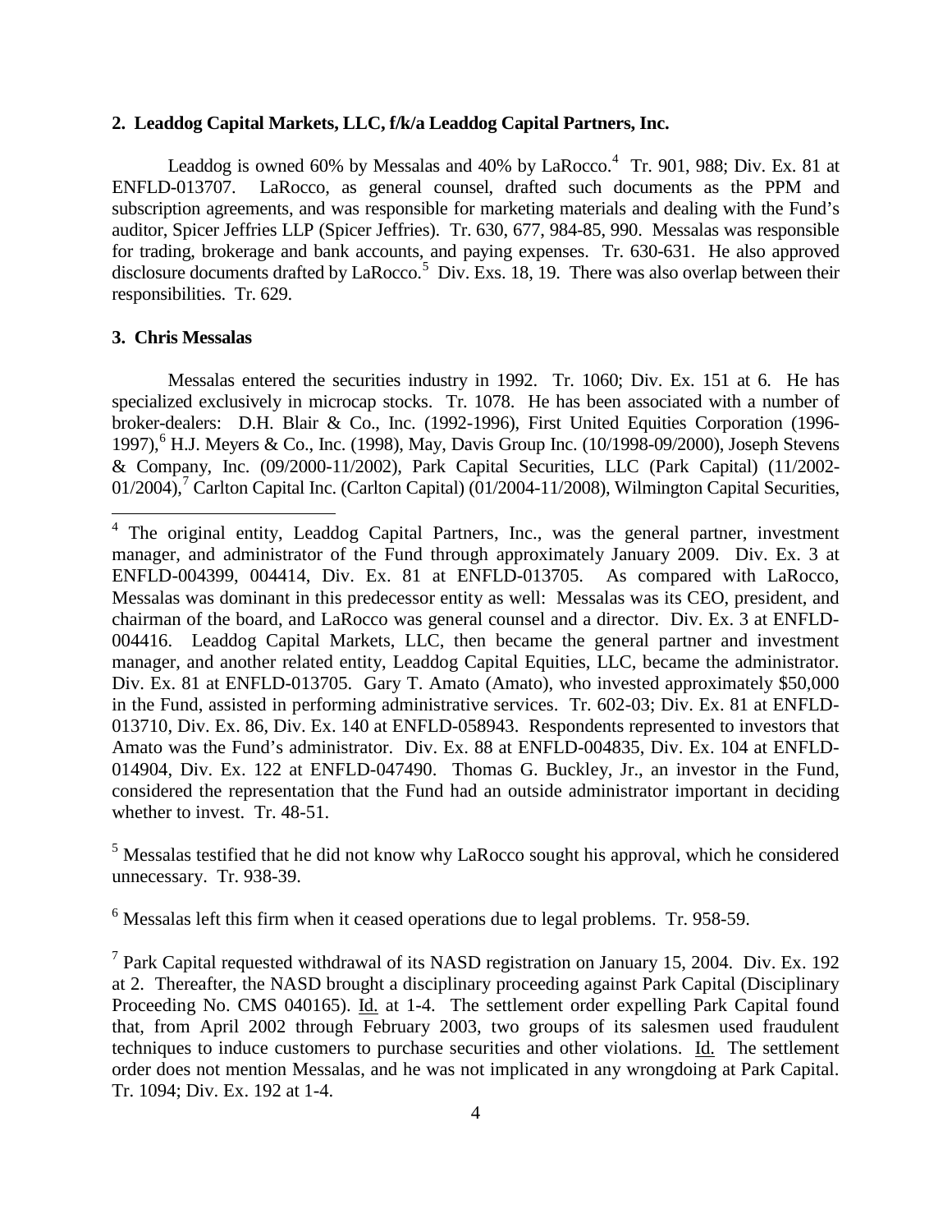**2. Leaddog Capital Markets, LLC, f/k/a Leaddog Capital Partners, Inc.**

Leaddog is owned 60% by Messalas and 40% by LaRocco.[4] Tr. 901, 988; Div. Ex. 81 at ENFLD-013707. LaRocco, as general counsel, drafted such documents as the PPM and subscription agreements, and was responsible for marketing materials and dealing with the Fund's auditor, Spicer Jeffries LLP (Spicer Jeffries). Tr. 630, 677, 984-85, 990. Messalas was responsible for trading, brokerage and bank accounts, and paying expenses. Tr. 630-631. He also approved disclosure documents drafted by LaRocco.[5] Div. Exs. 18, 19. There was also overlap between their responsibilities. Tr. 629.

**3. Chris Messalas**

Messalas entered the securities industry in 1992. Tr. 1060; Div. Ex. 151 at 6. He has specialized exclusively in microcap stocks. Tr. 1078. He has been associated with a number of broker-dealers: D.H. Blair & Co., Inc. (1992-1996), First United Equities Corporation (1996-1997),[6] H.J. Meyers & Co., Inc. (1998), May, Davis Group Inc. (10/1998-09/2000), Joseph Stevens & Company, Inc. (09/2000-11/2002), Park Capital Securities, LLC (Park Capital) (11/2002-01/2004),[7] Carlton Capital Inc. (Carlton Capital) (01/2004-11/2008), Wilmington Capital Securities,

---

[4] The original entity, Leaddog Capital Partners, Inc., was the general partner, investment manager, and administrator of the Fund through approximately January 2009. Div. Ex. 3 at ENFLD-004399, 004414, Div. Ex. 81 at ENFLD-013705. As compared with LaRocco, Messalas was dominant in this predecessor entity as well: Messalas was its CEO, president, and chairman of the board, and LaRocco was general counsel and a director. Div. Ex. 3 at ENFLD-004416. Leaddog Capital Markets, LLC, then became the general partner and investment manager, and another related entity, Leaddog Capital Equities, LLC, became the administrator. Div. Ex. 81 at ENFLD-013705. Gary T. Amato (Amato), who invested approximately $50,000 in the Fund, assisted in performing administrative services. Tr. 602-03; Div. Ex. 81 at ENFLD-013710, Div. Ex. 86, Div. Ex. 140 at ENFLD-058943. Respondents represented to investors that Amato was the Fund's administrator. Div. Ex. 88 at ENFLD-004835, Div. Ex. 104 at ENFLD-014904, Div. Ex. 122 at ENFLD-047490. Thomas G. Buckley, Jr., an investor in the Fund, considered the representation that the Fund had an outside administrator important in deciding whether to invest. Tr. 48-51.

[5] Messalas testified that he did not know why LaRocco sought his approval, which he considered unnecessary. Tr. 938-39.

[6] Messalas left this firm when it ceased operations due to legal problems. Tr. 958-59.

[7] Park Capital requested withdrawal of its NASD registration on January 15, 2004. Div. Ex. 192 at 2. Thereafter, the NASD brought a disciplinary proceeding against Park Capital (Disciplinary Proceeding No. CMS 040165). Id. at 1-4. The settlement order expelling Park Capital found that, from April 2002 through February 2003, two groups of its salesmen used fraudulent techniques to induce customers to purchase securities and other violations. Id. The settlement order does not mention Messalas, and he was not implicated in any wrongdoing at Park Capital. Tr. 1094; Div. Ex. 192 at 1-4.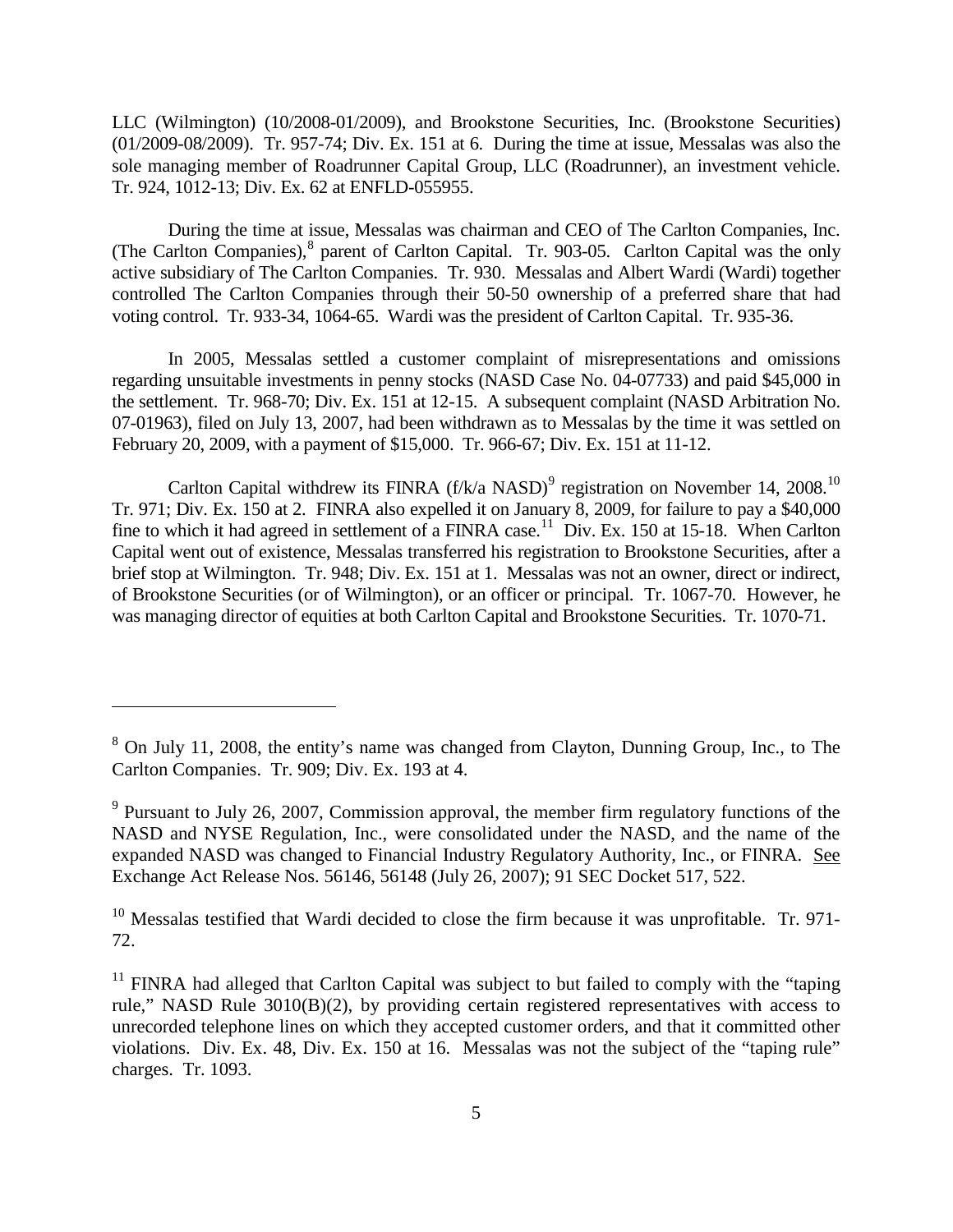LLC (Wilmington) (10/2008-01/2009), and Brookstone Securities, Inc. (Brookstone Securities) (01/2009-08/2009). Tr. 957-74; Div. Ex. 151 at 6. During the time at issue, Messalas was also the sole managing member of Roadrunner Capital Group, LLC (Roadrunner), an investment vehicle. Tr. 924, 1012-13; Div. Ex. 62 at ENFLD-055955.

During the time at issue, Messalas was chairman and CEO of The Carlton Companies, Inc. (The Carlton Companies),[8] parent of Carlton Capital. Tr. 903-05. Carlton Capital was the only active subsidiary of The Carlton Companies. Tr. 930. Messalas and Albert Wardi (Wardi) together controlled The Carlton Companies through their 50-50 ownership of a preferred share that had voting control. Tr. 933-34, 1064-65. Wardi was the president of Carlton Capital. Tr. 935-36.

In 2005, Messalas settled a customer complaint of misrepresentations and omissions regarding unsuitable investments in penny stocks (NASD Case No. 04-07733) and paid $45,000 in the settlement. Tr. 968-70; Div. Ex. 151 at 12-15. A subsequent complaint (NASD Arbitration No. 07-01963), filed on July 13, 2007, had been withdrawn as to Messalas by the time it was settled on February 20, 2009, with a payment of $15,000. Tr. 966-67; Div. Ex. 151 at 11-12.

Carlton Capital withdrew its FINRA (f/k/a NASD)[9] registration on November 14, 2008.[10] Tr. 971; Div. Ex. 150 at 2. FINRA also expelled it on January 8, 2009, for failure to pay a $40,000 fine to which it had agreed in settlement of a FINRA case.[11] Div. Ex. 150 at 15-18. When Carlton Capital went out of existence, Messalas transferred his registration to Brookstone Securities, after a brief stop at Wilmington. Tr. 948; Div. Ex. 151 at 1. Messalas was not an owner, direct or indirect, of Brookstone Securities (or of Wilmington), or an officer or principal. Tr. 1067-70. However, he was managing director of equities at both Carlton Capital and Brookstone Securities. Tr. 1070-71.

---

[8] On July 11, 2008, the entity's name was changed from Clayton, Dunning Group, Inc., to The Carlton Companies. Tr. 909; Div. Ex. 193 at 4.

[9] Pursuant to July 26, 2007, Commission approval, the member firm regulatory functions of the NASD and NYSE Regulation, Inc., were consolidated under the NASD, and the name of the expanded NASD was changed to Financial Industry Regulatory Authority, Inc., or FINRA. See Exchange Act Release Nos. 56146, 56148 (July 26, 2007); 91 SEC Docket 517, 522.

[10] Messalas testified that Wardi decided to close the firm because it was unprofitable. Tr. 971-72.

[11] FINRA had alleged that Carlton Capital was subject to but failed to comply with the "taping rule," NASD Rule 3010(B)(2), by providing certain registered representatives with access to unrecorded telephone lines on which they accepted customer orders, and that it committed other violations. Div. Ex. 48, Div. Ex. 150 at 16. Messalas was not the subject of the "taping rule" charges. Tr. 1093.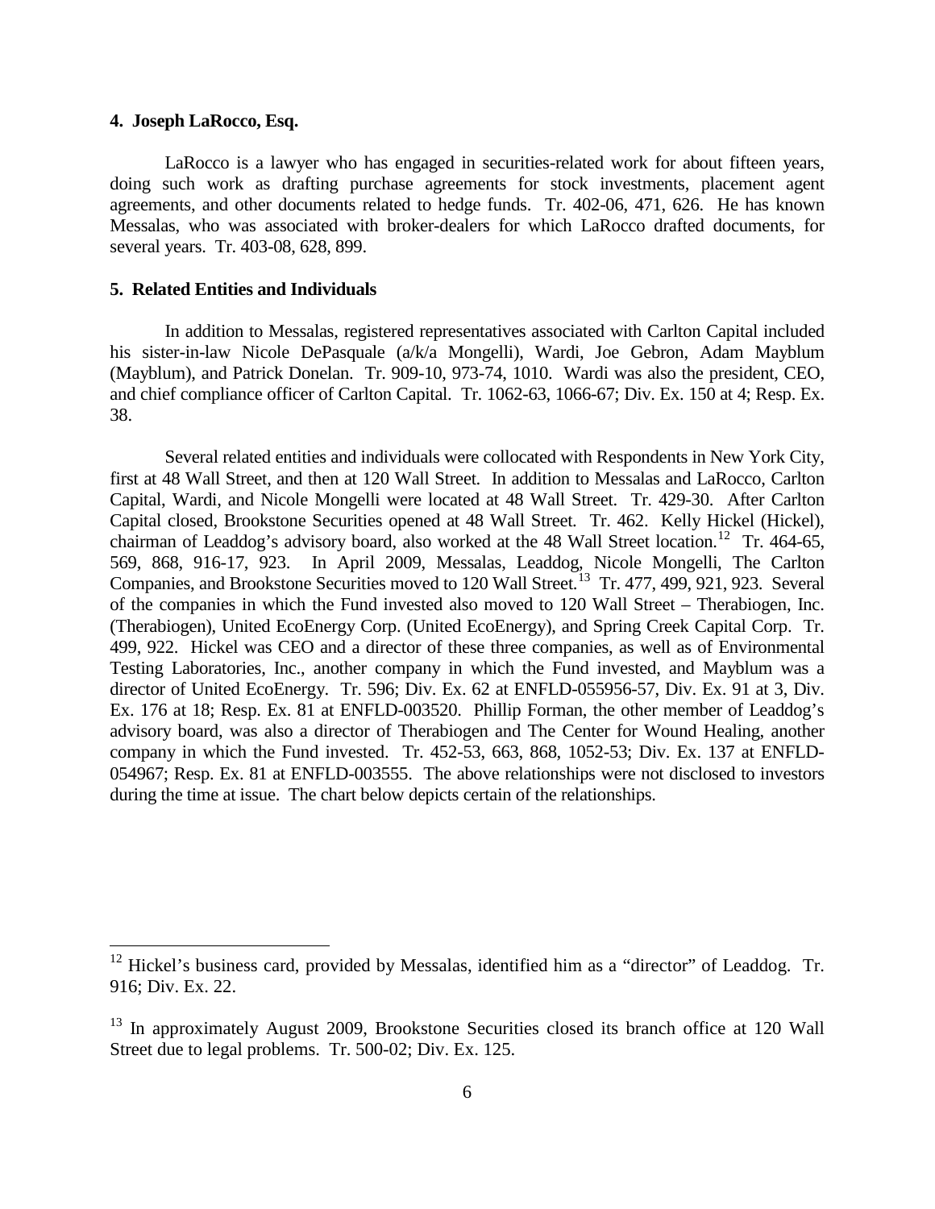#### 4. Joseph LaRocco, Esq.

LaRocco is a lawyer who has engaged in securities-related work for about fifteen years, doing such work as drafting purchase agreements for stock investments, placement agent agreements, and other documents related to hedge funds. Tr. 402-06, 471, 626. He has known Messalas, who was associated with broker-dealers for which LaRocco drafted documents, for several years. Tr. 403-08, 628, 899.

#### 5. Related Entities and Individuals

In addition to Messalas, registered representatives associated with Carlton Capital included his sister-in-law Nicole DePasquale (a/k/a Mongelli), Wardi, Joe Gebron, Adam Mayblum (Mayblum), and Patrick Donelan. Tr. 909-10, 973-74, 1010. Wardi was also the president, CEO, and chief compliance officer of Carlton Capital. Tr. 1062-63, 1066-67; Div. Ex. 150 at 4; Resp. Ex. 38.

Several related entities and individuals were collocated with Respondents in New York City, first at 48 Wall Street, and then at 120 Wall Street. In addition to Messalas and LaRocco, Carlton Capital, Wardi, and Nicole Mongelli were located at 48 Wall Street. Tr. 429-30. After Carlton Capital closed, Brookstone Securities opened at 48 Wall Street. Tr. 462. Kelly Hickel (Hickel), chairman of Leaddog's advisory board, also worked at the 48 Wall Street location.[12] Tr. 464-65, 569, 868, 916-17, 923. In April 2009, Messalas, Leaddog, Nicole Mongelli, The Carlton Companies, and Brookstone Securities moved to 120 Wall Street.[13] Tr. 477, 499, 921, 923. Several of the companies in which the Fund invested also moved to 120 Wall Street – Therabiogen, Inc. (Therabiogen), United EcoEnergy Corp. (United EcoEnergy), and Spring Creek Capital Corp. Tr. 499, 922. Hickel was CEO and a director of these three companies, as well as of Environmental Testing Laboratories, Inc., another company in which the Fund invested, and Mayblum was a director of United EcoEnergy. Tr. 596; Div. Ex. 62 at ENFLD-055956-57, Div. Ex. 91 at 3, Div. Ex. 176 at 18; Resp. Ex. 81 at ENFLD-003520. Phillip Forman, the other member of Leaddog's advisory board, was also a director of Therabiogen and The Center for Wound Healing, another company in which the Fund invested. Tr. 452-53, 663, 868, 1052-53; Div. Ex. 137 at ENFLD-054967; Resp. Ex. 81 at ENFLD-003555. The above relationships were not disclosed to investors during the time at issue. The chart below depicts certain of the relationships.

---

[12] Hickel's business card, provided by Messalas, identified him as a "director" of Leaddog. Tr. 916; Div. Ex. 22.

[13] In approximately August 2009, Brookstone Securities closed its branch office at 120 Wall Street due to legal problems. Tr. 500-02; Div. Ex. 125.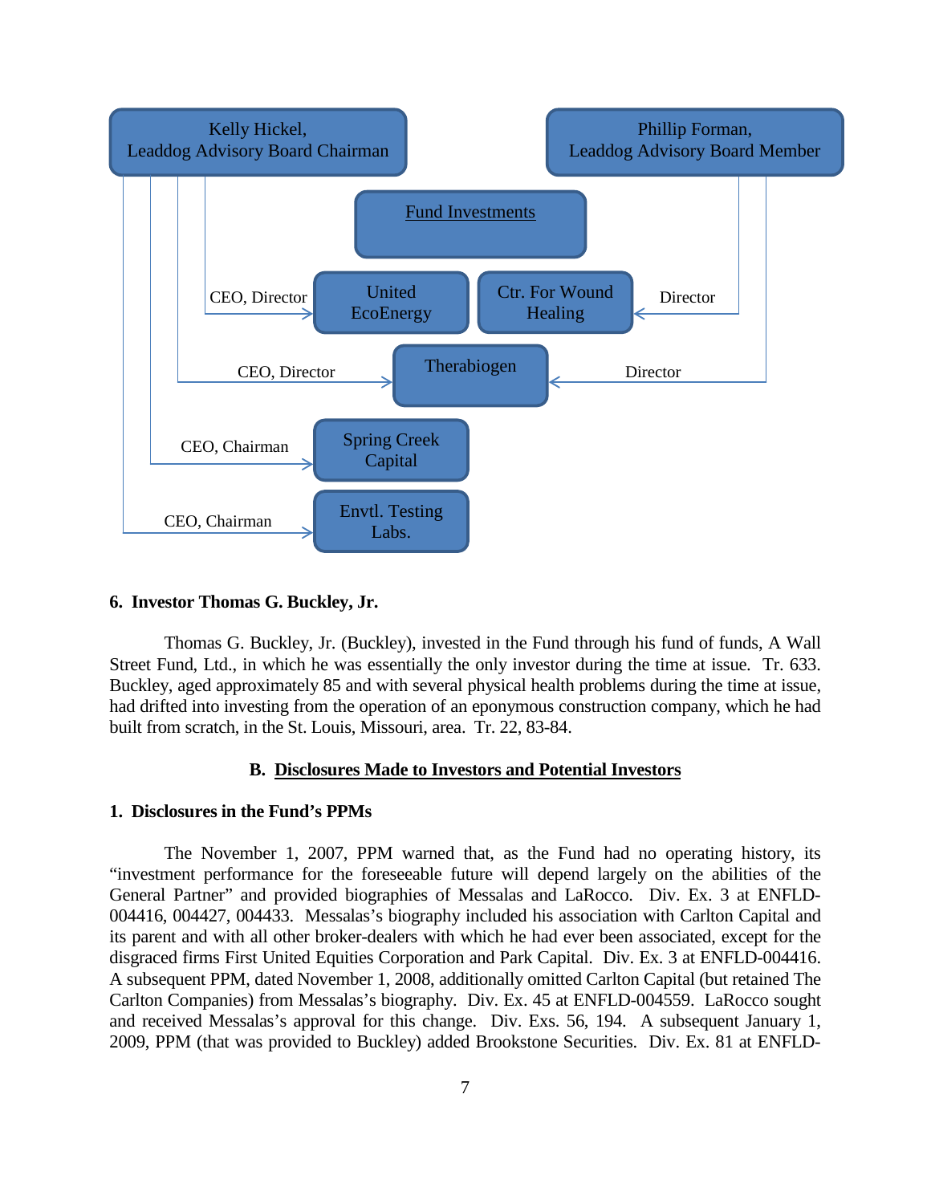**Kelly Hickel, Leaddog Advisory Board Chairman**

- CEO, Director → United EcoEnergy
- CEO, Director → Therabiogen
- CEO, Chairman → Spring Creek Capital
- CEO, Chairman → Envtl. Testing Labs.

**Phillip Forman, Leaddog Advisory Board Member**

- Director → Ctr. For Wound Healing
- Director → Therabiogen

**Fund Investments:** United EcoEnergy; Ctr. For Wound Healing; Therabiogen; Spring Creek Capital; Envtl. Testing Labs.

### 6. Investor Thomas G. Buckley, Jr.

Thomas G. Buckley, Jr. (Buckley), invested in the Fund through his fund of funds, A Wall Street Fund, Ltd., in which he was essentially the only investor during the time at issue. Tr. 633. Buckley, aged approximately 85 and with several physical health problems during the time at issue, had drifted into investing from the operation of an eponymous construction company, which he had built from scratch, in the St. Louis, Missouri, area. Tr. 22, 83-84.

## B. Disclosures Made to Investors and Potential Investors

### 1. Disclosures in the Fund's PPMs

The November 1, 2007, PPM warned that, as the Fund had no operating history, its "investment performance for the foreseeable future will depend largely on the abilities of the General Partner" and provided biographies of Messalas and LaRocco. Div. Ex. 3 at ENFLD-004416, 004427, 004433. Messalas's biography included his association with Carlton Capital and its parent and with all other broker-dealers with which he had ever been associated, except for the disgraced firms First United Equities Corporation and Park Capital. Div. Ex. 3 at ENFLD-004416. A subsequent PPM, dated November 1, 2008, additionally omitted Carlton Capital (but retained The Carlton Companies) from Messalas's biography. Div. Ex. 45 at ENFLD-004559. LaRocco sought and received Messalas's approval for this change. Div. Exs. 56, 194. A subsequent January 1, 2009, PPM (that was provided to Buckley) added Brookstone Securities. Div. Ex. 81 at ENFLD-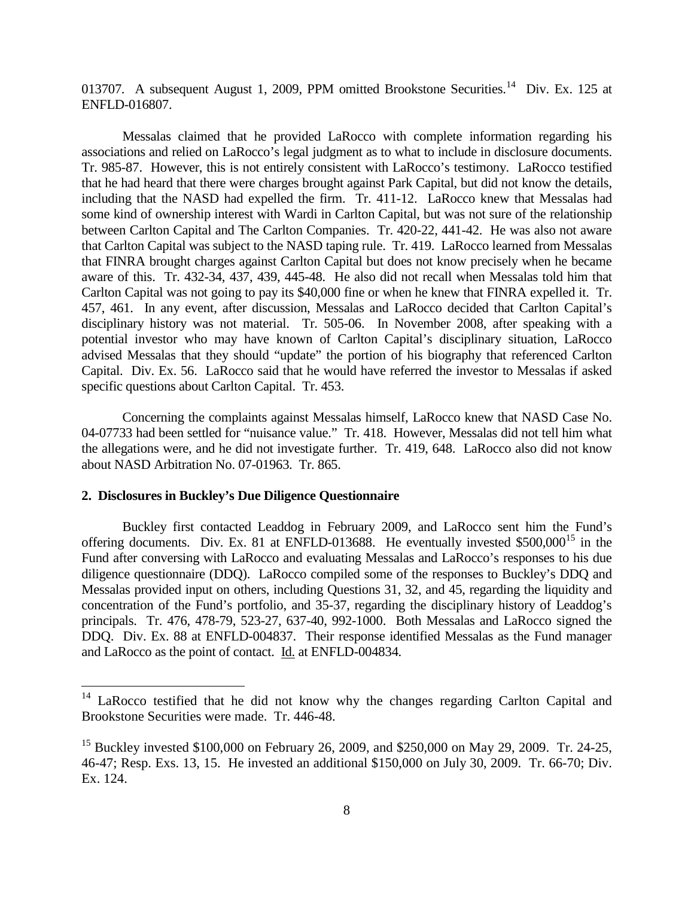013707. A subsequent August 1, 2009, PPM omitted Brookstone Securities.[14] Div. Ex. 125 at ENFLD-016807.

Messalas claimed that he provided LaRocco with complete information regarding his associations and relied on LaRocco's legal judgment as to what to include in disclosure documents. Tr. 985-87. However, this is not entirely consistent with LaRocco's testimony. LaRocco testified that he had heard that there were charges brought against Park Capital, but did not know the details, including that the NASD had expelled the firm. Tr. 411-12. LaRocco knew that Messalas had some kind of ownership interest with Wardi in Carlton Capital, but was not sure of the relationship between Carlton Capital and The Carlton Companies. Tr. 420-22, 441-42. He was also not aware that Carlton Capital was subject to the NASD taping rule. Tr. 419. LaRocco learned from Messalas that FINRA brought charges against Carlton Capital but does not know precisely when he became aware of this. Tr. 432-34, 437, 439, 445-48. He also did not recall when Messalas told him that Carlton Capital was not going to pay its $40,000 fine or when he knew that FINRA expelled it. Tr. 457, 461. In any event, after discussion, Messalas and LaRocco decided that Carlton Capital's disciplinary history was not material. Tr. 505-06. In November 2008, after speaking with a potential investor who may have known of Carlton Capital's disciplinary situation, LaRocco advised Messalas that they should "update" the portion of his biography that referenced Carlton Capital. Div. Ex. 56. LaRocco said that he would have referred the investor to Messalas if asked specific questions about Carlton Capital. Tr. 453.

Concerning the complaints against Messalas himself, LaRocco knew that NASD Case No. 04-07733 had been settled for "nuisance value." Tr. 418. However, Messalas did not tell him what the allegations were, and he did not investigate further. Tr. 419, 648. LaRocco also did not know about NASD Arbitration No. 07-01963. Tr. 865.

**2. Disclosures in Buckley's Due Diligence Questionnaire**

Buckley first contacted Leaddog in February 2009, and LaRocco sent him the Fund's offering documents. Div. Ex. 81 at ENFLD-013688. He eventually invested $500,000[15] in the Fund after conversing with LaRocco and evaluating Messalas and LaRocco's responses to his due diligence questionnaire (DDQ). LaRocco compiled some of the responses to Buckley's DDQ and Messalas provided input on others, including Questions 31, 32, and 45, regarding the liquidity and concentration of the Fund's portfolio, and 35-37, regarding the disciplinary history of Leaddog's principals. Tr. 476, 478-79, 523-27, 637-40, 992-1000. Both Messalas and LaRocco signed the DDQ. Div. Ex. 88 at ENFLD-004837. Their response identified Messalas as the Fund manager and LaRocco as the point of contact. Id. at ENFLD-004834.

---

[14] LaRocco testified that he did not know why the changes regarding Carlton Capital and Brookstone Securities were made. Tr. 446-48.

[15] Buckley invested $100,000 on February 26, 2009, and $250,000 on May 29, 2009. Tr. 24-25, 46-47; Resp. Exs. 13, 15. He invested an additional $150,000 on July 30, 2009. Tr. 66-70; Div. Ex. 124.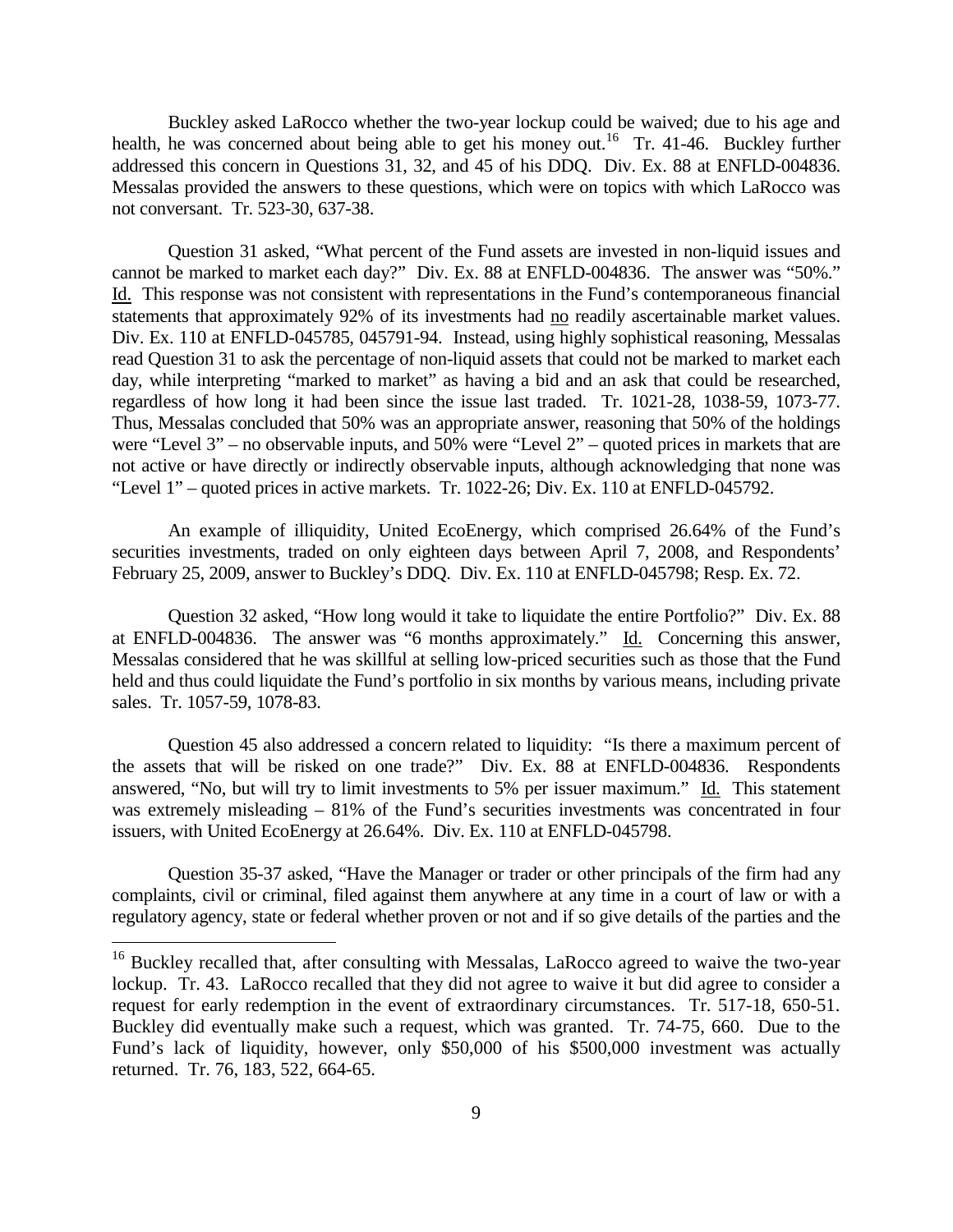Buckley asked LaRocco whether the two-year lockup could be waived; due to his age and health, he was concerned about being able to get his money out.[16] Tr. 41-46. Buckley further addressed this concern in Questions 31, 32, and 45 of his DDQ. Div. Ex. 88 at ENFLD-004836. Messalas provided the answers to these questions, which were on topics with which LaRocco was not conversant. Tr. 523-30, 637-38.

Question 31 asked, "What percent of the Fund assets are invested in non-liquid issues and cannot be marked to market each day?" Div. Ex. 88 at ENFLD-004836. The answer was "50%." Id. This response was not consistent with representations in the Fund's contemporaneous financial statements that approximately 92% of its investments had no readily ascertainable market values. Div. Ex. 110 at ENFLD-045785, 045791-94. Instead, using highly sophistical reasoning, Messalas read Question 31 to ask the percentage of non-liquid assets that could not be marked to market each day, while interpreting "marked to market" as having a bid and an ask that could be researched, regardless of how long it had been since the issue last traded. Tr. 1021-28, 1038-59, 1073-77. Thus, Messalas concluded that 50% was an appropriate answer, reasoning that 50% of the holdings were "Level 3" – no observable inputs, and 50% were "Level 2" – quoted prices in markets that are not active or have directly or indirectly observable inputs, although acknowledging that none was "Level 1" – quoted prices in active markets. Tr. 1022-26; Div. Ex. 110 at ENFLD-045792.

An example of illiquidity, United EcoEnergy, which comprised 26.64% of the Fund's securities investments, traded on only eighteen days between April 7, 2008, and Respondents' February 25, 2009, answer to Buckley's DDQ. Div. Ex. 110 at ENFLD-045798; Resp. Ex. 72.

Question 32 asked, "How long would it take to liquidate the entire Portfolio?" Div. Ex. 88 at ENFLD-004836. The answer was "6 months approximately." Id. Concerning this answer, Messalas considered that he was skillful at selling low-priced securities such as those that the Fund held and thus could liquidate the Fund's portfolio in six months by various means, including private sales. Tr. 1057-59, 1078-83.

Question 45 also addressed a concern related to liquidity: "Is there a maximum percent of the assets that will be risked on one trade?" Div. Ex. 88 at ENFLD-004836. Respondents answered, "No, but will try to limit investments to 5% per issuer maximum." Id. This statement was extremely misleading – 81% of the Fund's securities investments was concentrated in four issuers, with United EcoEnergy at 26.64%. Div. Ex. 110 at ENFLD-045798.

Question 35-37 asked, "Have the Manager or trader or other principals of the firm had any complaints, civil or criminal, filed against them anywhere at any time in a court of law or with a regulatory agency, state or federal whether proven or not and if so give details of the parties and the

---

[16] Buckley recalled that, after consulting with Messalas, LaRocco agreed to waive the two-year lockup. Tr. 43. LaRocco recalled that they did not agree to waive it but did agree to consider a request for early redemption in the event of extraordinary circumstances. Tr. 517-18, 650-51. Buckley did eventually make such a request, which was granted. Tr. 74-75, 660. Due to the Fund's lack of liquidity, however, only $50,000 of his $500,000 investment was actually returned. Tr. 76, 183, 522, 664-65.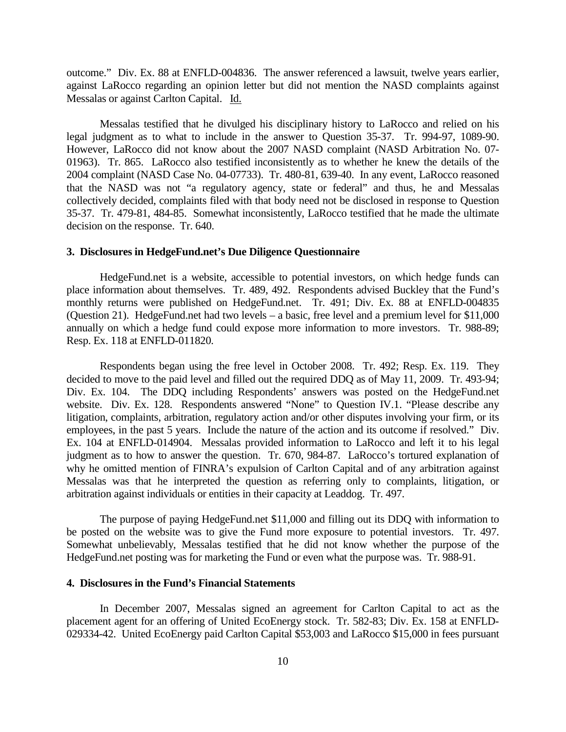outcome." Div. Ex. 88 at ENFLD-004836. The answer referenced a lawsuit, twelve years earlier, against LaRocco regarding an opinion letter but did not mention the NASD complaints against Messalas or against Carlton Capital. Id.

Messalas testified that he divulged his disciplinary history to LaRocco and relied on his legal judgment as to what to include in the answer to Question 35-37. Tr. 994-97, 1089-90. However, LaRocco did not know about the 2007 NASD complaint (NASD Arbitration No. 07-01963). Tr. 865. LaRocco also testified inconsistently as to whether he knew the details of the 2004 complaint (NASD Case No. 04-07733). Tr. 480-81, 639-40. In any event, LaRocco reasoned that the NASD was not "a regulatory agency, state or federal" and thus, he and Messalas collectively decided, complaints filed with that body need not be disclosed in response to Question 35-37. Tr. 479-81, 484-85. Somewhat inconsistently, LaRocco testified that he made the ultimate decision on the response. Tr. 640.

### 3. Disclosures in HedgeFund.net's Due Diligence Questionnaire

HedgeFund.net is a website, accessible to potential investors, on which hedge funds can place information about themselves. Tr. 489, 492. Respondents advised Buckley that the Fund's monthly returns were published on HedgeFund.net. Tr. 491; Div. Ex. 88 at ENFLD-004835 (Question 21). HedgeFund.net had two levels – a basic, free level and a premium level for $11,000 annually on which a hedge fund could expose more information to more investors. Tr. 988-89; Resp. Ex. 118 at ENFLD-011820.

Respondents began using the free level in October 2008. Tr. 492; Resp. Ex. 119. They decided to move to the paid level and filled out the required DDQ as of May 11, 2009. Tr. 493-94; Div. Ex. 104. The DDQ including Respondents' answers was posted on the HedgeFund.net website. Div. Ex. 128. Respondents answered "None" to Question IV.1. "Please describe any litigation, complaints, arbitration, regulatory action and/or other disputes involving your firm, or its employees, in the past 5 years. Include the nature of the action and its outcome if resolved." Div. Ex. 104 at ENFLD-014904. Messalas provided information to LaRocco and left it to his legal judgment as to how to answer the question. Tr. 670, 984-87. LaRocco's tortured explanation of why he omitted mention of FINRA's expulsion of Carlton Capital and of any arbitration against Messalas was that he interpreted the question as referring only to complaints, litigation, or arbitration against individuals or entities in their capacity at Leaddog. Tr. 497.

The purpose of paying HedgeFund.net $11,000 and filling out its DDQ with information to be posted on the website was to give the Fund more exposure to potential investors. Tr. 497. Somewhat unbelievably, Messalas testified that he did not know whether the purpose of the HedgeFund.net posting was for marketing the Fund or even what the purpose was. Tr. 988-91.

### 4. Disclosures in the Fund's Financial Statements

In December 2007, Messalas signed an agreement for Carlton Capital to act as the placement agent for an offering of United EcoEnergy stock. Tr. 582-83; Div. Ex. 158 at ENFLD-029334-42. United EcoEnergy paid Carlton Capital $53,003 and LaRocco $15,000 in fees pursuant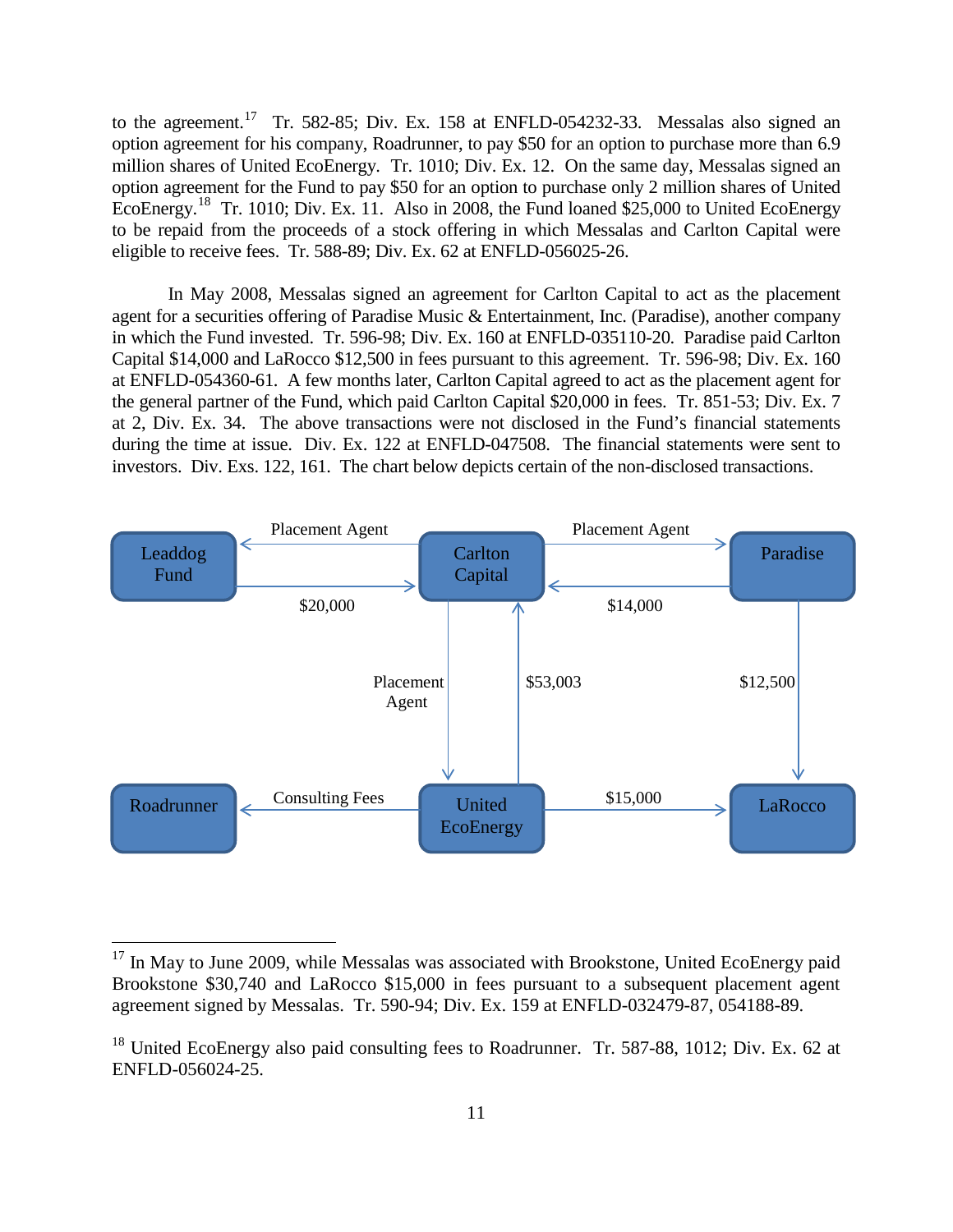to the agreement.[17] Tr. 582-85; Div. Ex. 158 at ENFLD-054232-33. Messalas also signed an option agreement for his company, Roadrunner, to pay $50 for an option to purchase more than 6.9 million shares of United EcoEnergy. Tr. 1010; Div. Ex. 12. On the same day, Messalas signed an option agreement for the Fund to pay $50 for an option to purchase only 2 million shares of United EcoEnergy.[18] Tr. 1010; Div. Ex. 11. Also in 2008, the Fund loaned $25,000 to United EcoEnergy to be repaid from the proceeds of a stock offering in which Messalas and Carlton Capital were eligible to receive fees. Tr. 588-89; Div. Ex. 62 at ENFLD-056025-26.

In May 2008, Messalas signed an agreement for Carlton Capital to act as the placement agent for a securities offering of Paradise Music & Entertainment, Inc. (Paradise), another company in which the Fund invested. Tr. 596-98; Div. Ex. 160 at ENFLD-035110-20. Paradise paid Carlton Capital $14,000 and LaRocco $12,500 in fees pursuant to this agreement. Tr. 596-98; Div. Ex. 160 at ENFLD-054360-61. A few months later, Carlton Capital agreed to act as the placement agent for the general partner of the Fund, which paid Carlton Capital $20,000 in fees. Tr. 851-53; Div. Ex. 7 at 2, Div. Ex. 34. The above transactions were not disclosed in the Fund's financial statements during the time at issue. Div. Ex. 122 at ENFLD-047508. The financial statements were sent to investors. Div. Exs. 122, 161. The chart below depicts certain of the non-disclosed transactions.

- Carlton Capital → Leaddog Fund: Placement Agent
- Leaddog Fund → Carlton Capital: $20,000
- Carlton Capital → Paradise: Placement Agent
- Paradise → Carlton Capital: $14,000
- Carlton Capital → United EcoEnergy: Placement Agent
- United EcoEnergy → Carlton Capital: $53,003
- Paradise → LaRocco: $12,500
- United EcoEnergy → Roadrunner: Consulting Fees
- United EcoEnergy → LaRocco: $15,000

---

[17] In May to June 2009, while Messalas was associated with Brookstone, United EcoEnergy paid Brookstone $30,740 and LaRocco $15,000 in fees pursuant to a subsequent placement agent agreement signed by Messalas. Tr. 590-94; Div. Ex. 159 at ENFLD-032479-87, 054188-89.

[18] United EcoEnergy also paid consulting fees to Roadrunner. Tr. 587-88, 1012; Div. Ex. 62 at ENFLD-056024-25.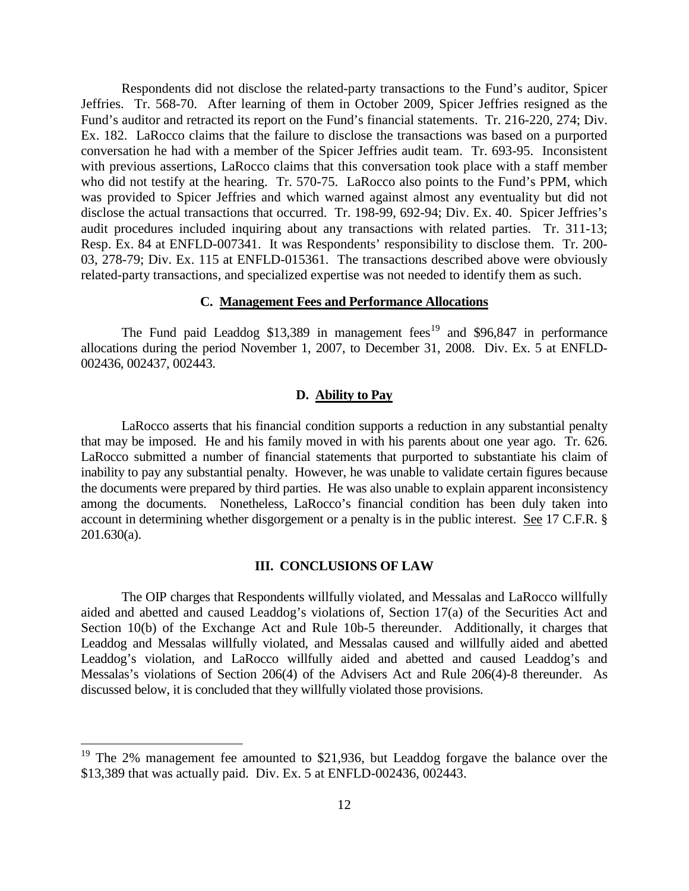Respondents did not disclose the related-party transactions to the Fund's auditor, Spicer Jeffries. Tr. 568-70. After learning of them in October 2009, Spicer Jeffries resigned as the Fund's auditor and retracted its report on the Fund's financial statements. Tr. 216-220, 274; Div. Ex. 182. LaRocco claims that the failure to disclose the transactions was based on a purported conversation he had with a member of the Spicer Jeffries audit team. Tr. 693-95. Inconsistent with previous assertions, LaRocco claims that this conversation took place with a staff member who did not testify at the hearing. Tr. 570-75. LaRocco also points to the Fund's PPM, which was provided to Spicer Jeffries and which warned against almost any eventuality but did not disclose the actual transactions that occurred. Tr. 198-99, 692-94; Div. Ex. 40. Spicer Jeffries's audit procedures included inquiring about any transactions with related parties. Tr. 311-13; Resp. Ex. 84 at ENFLD-007341. It was Respondents' responsibility to disclose them. Tr. 200-03, 278-79; Div. Ex. 115 at ENFLD-015361. The transactions described above were obviously related-party transactions, and specialized expertise was not needed to identify them as such.

### C. Management Fees and Performance Allocations

The Fund paid Leaddog $13,389 in management fees[19] and $96,847 in performance allocations during the period November 1, 2007, to December 31, 2008. Div. Ex. 5 at ENFLD-002436, 002437, 002443.

### D. Ability to Pay

LaRocco asserts that his financial condition supports a reduction in any substantial penalty that may be imposed. He and his family moved in with his parents about one year ago. Tr. 626. LaRocco submitted a number of financial statements that purported to substantiate his claim of inability to pay any substantial penalty. However, he was unable to validate certain figures because the documents were prepared by third parties. He was also unable to explain apparent inconsistency among the documents. Nonetheless, LaRocco's financial condition has been duly taken into account in determining whether disgorgement or a penalty is in the public interest. See 17 C.F.R. § 201.630(a).

## III. CONCLUSIONS OF LAW

The OIP charges that Respondents willfully violated, and Messalas and LaRocco willfully aided and abetted and caused Leaddog's violations of, Section 17(a) of the Securities Act and Section 10(b) of the Exchange Act and Rule 10b-5 thereunder. Additionally, it charges that Leaddog and Messalas willfully violated, and Messalas caused and willfully aided and abetted Leaddog's violation, and LaRocco willfully aided and abetted and caused Leaddog's and Messalas's violations of Section 206(4) of the Advisers Act and Rule 206(4)-8 thereunder. As discussed below, it is concluded that they willfully violated those provisions.

---

[19] The 2% management fee amounted to $21,936, but Leaddog forgave the balance over the $13,389 that was actually paid. Div. Ex. 5 at ENFLD-002436, 002443.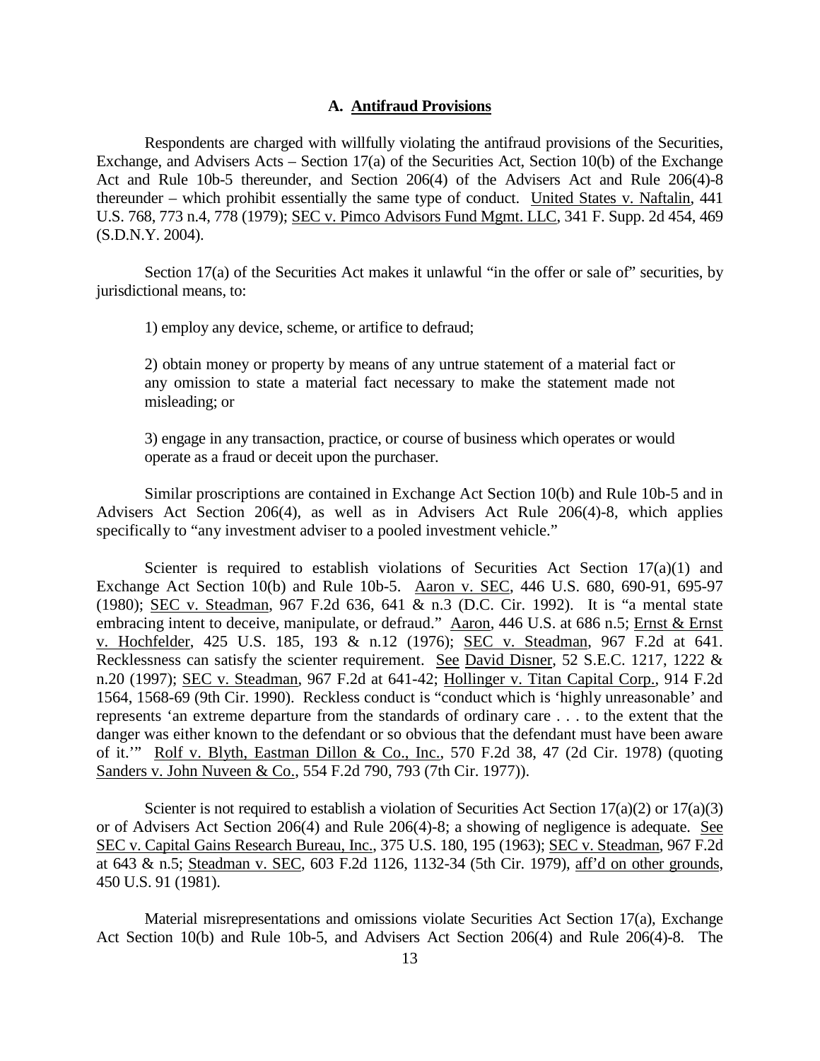### A. Antifraud Provisions

Respondents are charged with willfully violating the antifraud provisions of the Securities, Exchange, and Advisers Acts – Section 17(a) of the Securities Act, Section 10(b) of the Exchange Act and Rule 10b-5 thereunder, and Section 206(4) of the Advisers Act and Rule 206(4)-8 thereunder – which prohibit essentially the same type of conduct. United States v. Naftalin, 441 U.S. 768, 773 n.4, 778 (1979); SEC v. Pimco Advisors Fund Mgmt. LLC, 341 F. Supp. 2d 454, 469 (S.D.N.Y. 2004).

Section 17(a) of the Securities Act makes it unlawful "in the offer or sale of" securities, by jurisdictional means, to:

> 1) employ any device, scheme, or artifice to defraud;
>
> 2) obtain money or property by means of any untrue statement of a material fact or any omission to state a material fact necessary to make the statement made not misleading; or
>
> 3) engage in any transaction, practice, or course of business which operates or would operate as a fraud or deceit upon the purchaser.

Similar proscriptions are contained in Exchange Act Section 10(b) and Rule 10b-5 and in Advisers Act Section 206(4), as well as in Advisers Act Rule 206(4)-8, which applies specifically to "any investment adviser to a pooled investment vehicle."

Scienter is required to establish violations of Securities Act Section 17(a)(1) and Exchange Act Section 10(b) and Rule 10b-5. Aaron v. SEC, 446 U.S. 680, 690-91, 695-97 (1980); SEC v. Steadman, 967 F.2d 636, 641 & n.3 (D.C. Cir. 1992). It is "a mental state embracing intent to deceive, manipulate, or defraud." Aaron, 446 U.S. at 686 n.5; Ernst & Ernst v. Hochfelder, 425 U.S. 185, 193 & n.12 (1976); SEC v. Steadman, 967 F.2d at 641. Recklessness can satisfy the scienter requirement. See David Disner, 52 S.E.C. 1217, 1222 & n.20 (1997); SEC v. Steadman, 967 F.2d at 641-42; Hollinger v. Titan Capital Corp., 914 F.2d 1564, 1568-69 (9th Cir. 1990). Reckless conduct is "conduct which is 'highly unreasonable' and represents 'an extreme departure from the standards of ordinary care . . . to the extent that the danger was either known to the defendant or so obvious that the defendant must have been aware of it.'" Rolf v. Blyth, Eastman Dillon & Co., Inc., 570 F.2d 38, 47 (2d Cir. 1978) (quoting Sanders v. John Nuveen & Co., 554 F.2d 790, 793 (7th Cir. 1977)).

Scienter is not required to establish a violation of Securities Act Section 17(a)(2) or 17(a)(3) or of Advisers Act Section 206(4) and Rule 206(4)-8; a showing of negligence is adequate. See SEC v. Capital Gains Research Bureau, Inc., 375 U.S. 180, 195 (1963); SEC v. Steadman, 967 F.2d at 643 & n.5; Steadman v. SEC, 603 F.2d 1126, 1132-34 (5th Cir. 1979), aff'd on other grounds, 450 U.S. 91 (1981).

Material misrepresentations and omissions violate Securities Act Section 17(a), Exchange Act Section 10(b) and Rule 10b-5, and Advisers Act Section 206(4) and Rule 206(4)-8. The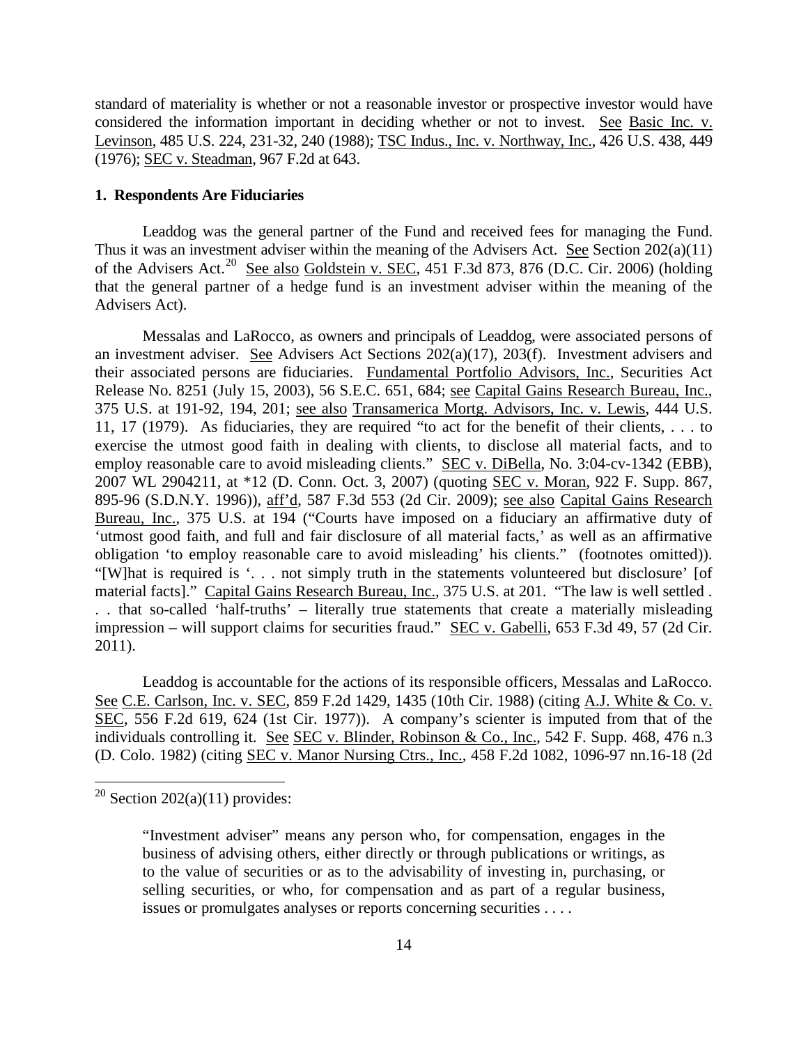standard of materiality is whether or not a reasonable investor or prospective investor would have considered the information important in deciding whether or not to invest. See Basic Inc. v. Levinson, 485 U.S. 224, 231-32, 240 (1988); TSC Indus., Inc. v. Northway, Inc., 426 U.S. 438, 449 (1976); SEC v. Steadman, 967 F.2d at 643.

**1. Respondents Are Fiduciaries**

Leaddog was the general partner of the Fund and received fees for managing the Fund. Thus it was an investment adviser within the meaning of the Advisers Act. See Section 202(a)(11) of the Advisers Act.[20] See also Goldstein v. SEC, 451 F.3d 873, 876 (D.C. Cir. 2006) (holding that the general partner of a hedge fund is an investment adviser within the meaning of the Advisers Act).

Messalas and LaRocco, as owners and principals of Leaddog, were associated persons of an investment adviser. See Advisers Act Sections 202(a)(17), 203(f). Investment advisers and their associated persons are fiduciaries. Fundamental Portfolio Advisors, Inc., Securities Act Release No. 8251 (July 15, 2003), 56 S.E.C. 651, 684; see Capital Gains Research Bureau, Inc., 375 U.S. at 191-92, 194, 201; see also Transamerica Mortg. Advisors, Inc. v. Lewis, 444 U.S. 11, 17 (1979). As fiduciaries, they are required "to act for the benefit of their clients, . . . to exercise the utmost good faith in dealing with clients, to disclose all material facts, and to employ reasonable care to avoid misleading clients." SEC v. DiBella, No. 3:04-cv-1342 (EBB), 2007 WL 2904211, at *12 (D. Conn. Oct. 3, 2007) (quoting SEC v. Moran, 922 F. Supp. 867, 895-96 (S.D.N.Y. 1996)), aff'd, 587 F.3d 553 (2d Cir. 2009); see also Capital Gains Research Bureau, Inc., 375 U.S. at 194 ("Courts have imposed on a fiduciary an affirmative duty of 'utmost good faith, and full and fair disclosure of all material facts,' as well as an affirmative obligation 'to employ reasonable care to avoid misleading' his clients." (footnotes omitted)). "[W]hat is required is '. . . not simply truth in the statements volunteered but disclosure' [of material facts]." Capital Gains Research Bureau, Inc., 375 U.S. at 201. "The law is well settled . . . that so-called 'half-truths' – literally true statements that create a materially misleading impression – will support claims for securities fraud." SEC v. Gabelli, 653 F.3d 49, 57 (2d Cir. 2011).

Leaddog is accountable for the actions of its responsible officers, Messalas and LaRocco. See C.E. Carlson, Inc. v. SEC, 859 F.2d 1429, 1435 (10th Cir. 1988) (citing A.J. White & Co. v. SEC, 556 F.2d 619, 624 (1st Cir. 1977)). A company's scienter is imputed from that of the individuals controlling it. See SEC v. Blinder, Robinson & Co., Inc., 542 F. Supp. 468, 476 n.3 (D. Colo. 1982) (citing SEC v. Manor Nursing Ctrs., Inc., 458 F.2d 1082, 1096-97 nn.16-18 (2d

---

[20] Section 202(a)(11) provides:

> "Investment adviser" means any person who, for compensation, engages in the business of advising others, either directly or through publications or writings, as to the value of securities or as to the advisability of investing in, purchasing, or selling securities, or who, for compensation and as part of a regular business, issues or promulgates analyses or reports concerning securities . . . .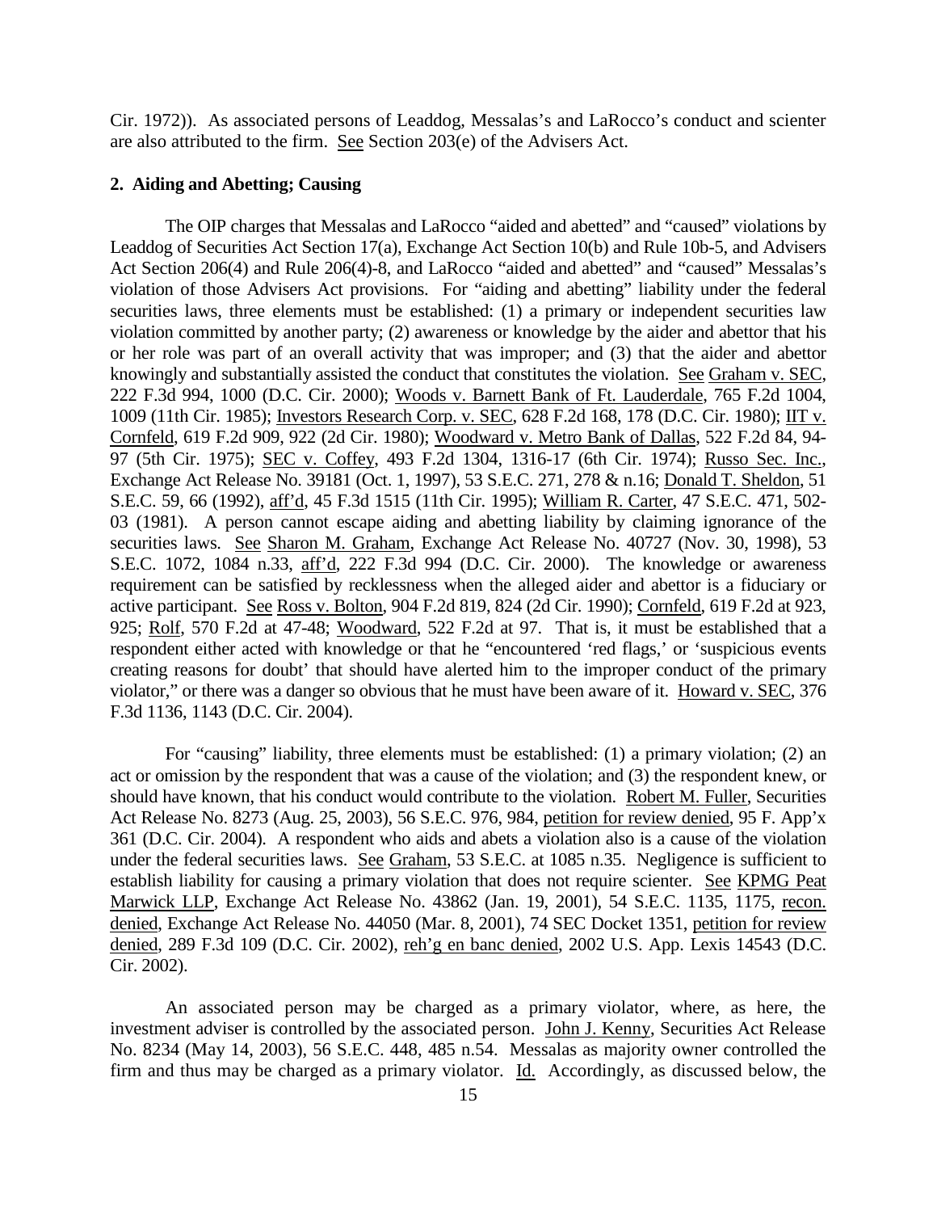Cir. 1972)). As associated persons of Leaddog, Messalas's and LaRocco's conduct and scienter are also attributed to the firm. See Section 203(e) of the Advisers Act.

**2. Aiding and Abetting; Causing**

The OIP charges that Messalas and LaRocco "aided and abetted" and "caused" violations by Leaddog of Securities Act Section 17(a), Exchange Act Section 10(b) and Rule 10b-5, and Advisers Act Section 206(4) and Rule 206(4)-8, and LaRocco "aided and abetted" and "caused" Messalas's violation of those Advisers Act provisions. For "aiding and abetting" liability under the federal securities laws, three elements must be established: (1) a primary or independent securities law violation committed by another party; (2) awareness or knowledge by the aider and abettor that his or her role was part of an overall activity that was improper; and (3) that the aider and abettor knowingly and substantially assisted the conduct that constitutes the violation. See Graham v. SEC, 222 F.3d 994, 1000 (D.C. Cir. 2000); Woods v. Barnett Bank of Ft. Lauderdale, 765 F.2d 1004, 1009 (11th Cir. 1985); Investors Research Corp. v. SEC, 628 F.2d 168, 178 (D.C. Cir. 1980); IIT v. Cornfeld, 619 F.2d 909, 922 (2d Cir. 1980); Woodward v. Metro Bank of Dallas, 522 F.2d 84, 94-97 (5th Cir. 1975); SEC v. Coffey, 493 F.2d 1304, 1316-17 (6th Cir. 1974); Russo Sec. Inc., Exchange Act Release No. 39181 (Oct. 1, 1997), 53 S.E.C. 271, 278 & n.16; Donald T. Sheldon, 51 S.E.C. 59, 66 (1992), aff'd, 45 F.3d 1515 (11th Cir. 1995); William R. Carter, 47 S.E.C. 471, 502-03 (1981). A person cannot escape aiding and abetting liability by claiming ignorance of the securities laws. See Sharon M. Graham, Exchange Act Release No. 40727 (Nov. 30, 1998), 53 S.E.C. 1072, 1084 n.33, aff'd, 222 F.3d 994 (D.C. Cir. 2000). The knowledge or awareness requirement can be satisfied by recklessness when the alleged aider and abettor is a fiduciary or active participant. See Ross v. Bolton, 904 F.2d 819, 824 (2d Cir. 1990); Cornfeld, 619 F.2d at 923, 925; Rolf, 570 F.2d at 47-48; Woodward, 522 F.2d at 97. That is, it must be established that a respondent either acted with knowledge or that he "encountered 'red flags,' or 'suspicious events creating reasons for doubt' that should have alerted him to the improper conduct of the primary violator," or there was a danger so obvious that he must have been aware of it. Howard v. SEC, 376 F.3d 1136, 1143 (D.C. Cir. 2004).

For "causing" liability, three elements must be established: (1) a primary violation; (2) an act or omission by the respondent that was a cause of the violation; and (3) the respondent knew, or should have known, that his conduct would contribute to the violation. Robert M. Fuller, Securities Act Release No. 8273 (Aug. 25, 2003), 56 S.E.C. 976, 984, petition for review denied, 95 F. App'x 361 (D.C. Cir. 2004). A respondent who aids and abets a violation also is a cause of the violation under the federal securities laws. See Graham, 53 S.E.C. at 1085 n.35. Negligence is sufficient to establish liability for causing a primary violation that does not require scienter. See KPMG Peat Marwick LLP, Exchange Act Release No. 43862 (Jan. 19, 2001), 54 S.E.C. 1135, 1175, recon. denied, Exchange Act Release No. 44050 (Mar. 8, 2001), 74 SEC Docket 1351, petition for review denied, 289 F.3d 109 (D.C. Cir. 2002), reh'g en banc denied, 2002 U.S. App. Lexis 14543 (D.C. Cir. 2002).

An associated person may be charged as a primary violator, where, as here, the investment adviser is controlled by the associated person. John J. Kenny, Securities Act Release No. 8234 (May 14, 2003), 56 S.E.C. 448, 485 n.54. Messalas as majority owner controlled the firm and thus may be charged as a primary violator. Id. Accordingly, as discussed below, the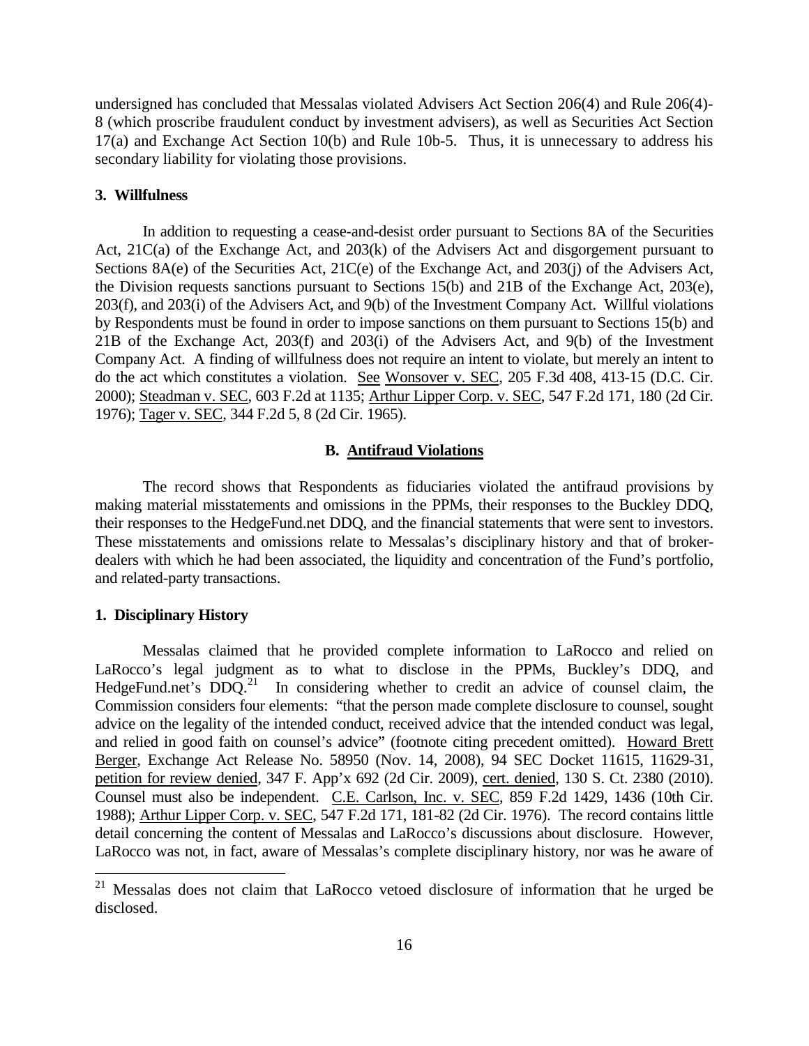undersigned has concluded that Messalas violated Advisers Act Section 206(4) and Rule 206(4)-8 (which proscribe fraudulent conduct by investment advisers), as well as Securities Act Section 17(a) and Exchange Act Section 10(b) and Rule 10b-5. Thus, it is unnecessary to address his secondary liability for violating those provisions.

### 3. Willfulness

In addition to requesting a cease-and-desist order pursuant to Sections 8A of the Securities Act, 21C(a) of the Exchange Act, and 203(k) of the Advisers Act and disgorgement pursuant to Sections 8A(e) of the Securities Act, 21C(e) of the Exchange Act, and 203(j) of the Advisers Act, the Division requests sanctions pursuant to Sections 15(b) and 21B of the Exchange Act, 203(e), 203(f), and 203(i) of the Advisers Act, and 9(b) of the Investment Company Act. Willful violations by Respondents must be found in order to impose sanctions on them pursuant to Sections 15(b) and 21B of the Exchange Act, 203(f) and 203(i) of the Advisers Act, and 9(b) of the Investment Company Act. A finding of willfulness does not require an intent to violate, but merely an intent to do the act which constitutes a violation. See Wonsover v. SEC, 205 F.3d 408, 413-15 (D.C. Cir. 2000); Steadman v. SEC, 603 F.2d at 1135; Arthur Lipper Corp. v. SEC, 547 F.2d 171, 180 (2d Cir. 1976); Tager v. SEC, 344 F.2d 5, 8 (2d Cir. 1965).

## B. Antifraud Violations

The record shows that Respondents as fiduciaries violated the antifraud provisions by making material misstatements and omissions in the PPMs, their responses to the Buckley DDQ, their responses to the HedgeFund.net DDQ, and the financial statements that were sent to investors. These misstatements and omissions relate to Messalas's disciplinary history and that of broker-dealers with which he had been associated, the liquidity and concentration of the Fund's portfolio, and related-party transactions.

### 1. Disciplinary History

Messalas claimed that he provided complete information to LaRocco and relied on LaRocco's legal judgment as to what to disclose in the PPMs, Buckley's DDQ, and HedgeFund.net's DDQ.[21] In considering whether to credit an advice of counsel claim, the Commission considers four elements: "that the person made complete disclosure to counsel, sought advice on the legality of the intended conduct, received advice that the intended conduct was legal, and relied in good faith on counsel's advice" (footnote citing precedent omitted). Howard Brett Berger, Exchange Act Release No. 58950 (Nov. 14, 2008), 94 SEC Docket 11615, 11629-31, petition for review denied, 347 F. App'x 692 (2d Cir. 2009), cert. denied, 130 S. Ct. 2380 (2010). Counsel must also be independent. C.E. Carlson, Inc. v. SEC, 859 F.2d 1429, 1436 (10th Cir. 1988); Arthur Lipper Corp. v. SEC, 547 F.2d 171, 181-82 (2d Cir. 1976). The record contains little detail concerning the content of Messalas and LaRocco's discussions about disclosure. However, LaRocco was not, in fact, aware of Messalas's complete disciplinary history, nor was he aware of

[21] Messalas does not claim that LaRocco vetoed disclosure of information that he urged be disclosed.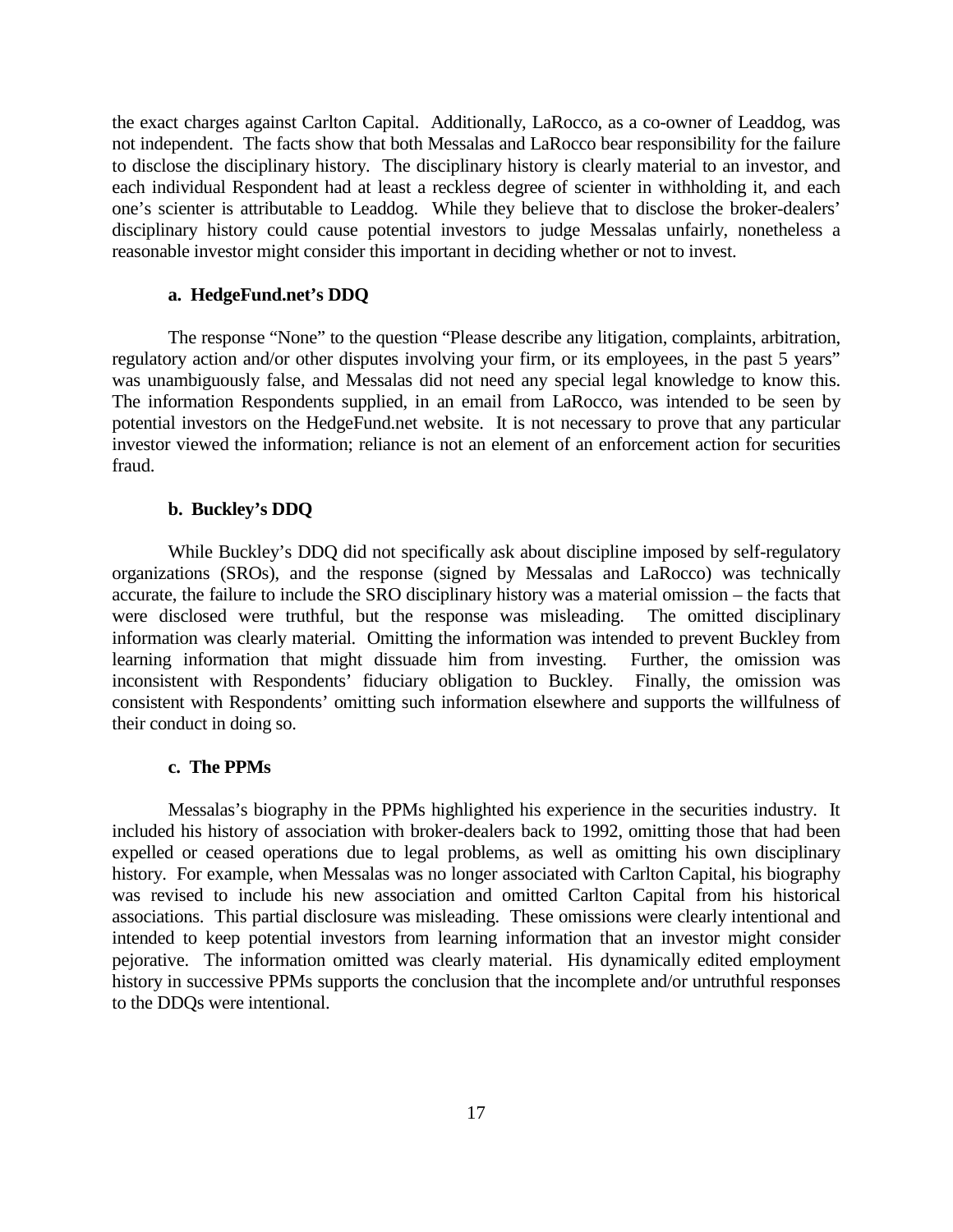the exact charges against Carlton Capital. Additionally, LaRocco, as a co-owner of Leaddog, was not independent. The facts show that both Messalas and LaRocco bear responsibility for the failure to disclose the disciplinary history. The disciplinary history is clearly material to an investor, and each individual Respondent had at least a reckless degree of scienter in withholding it, and each one's scienter is attributable to Leaddog. While they believe that to disclose the broker-dealers' disciplinary history could cause potential investors to judge Messalas unfairly, nonetheless a reasonable investor might consider this important in deciding whether or not to invest.

#### a. HedgeFund.net's DDQ

The response "None" to the question "Please describe any litigation, complaints, arbitration, regulatory action and/or other disputes involving your firm, or its employees, in the past 5 years" was unambiguously false, and Messalas did not need any special legal knowledge to know this. The information Respondents supplied, in an email from LaRocco, was intended to be seen by potential investors on the HedgeFund.net website. It is not necessary to prove that any particular investor viewed the information; reliance is not an element of an enforcement action for securities fraud.

#### b. Buckley's DDQ

While Buckley's DDQ did not specifically ask about discipline imposed by self-regulatory organizations (SROs), and the response (signed by Messalas and LaRocco) was technically accurate, the failure to include the SRO disciplinary history was a material omission – the facts that were disclosed were truthful, but the response was misleading. The omitted disciplinary information was clearly material. Omitting the information was intended to prevent Buckley from learning information that might dissuade him from investing. Further, the omission was inconsistent with Respondents' fiduciary obligation to Buckley. Finally, the omission was consistent with Respondents' omitting such information elsewhere and supports the willfulness of their conduct in doing so.

#### c. The PPMs

Messalas's biography in the PPMs highlighted his experience in the securities industry. It included his history of association with broker-dealers back to 1992, omitting those that had been expelled or ceased operations due to legal problems, as well as omitting his own disciplinary history. For example, when Messalas was no longer associated with Carlton Capital, his biography was revised to include his new association and omitted Carlton Capital from his historical associations. This partial disclosure was misleading. These omissions were clearly intentional and intended to keep potential investors from learning information that an investor might consider pejorative. The information omitted was clearly material. His dynamically edited employment history in successive PPMs supports the conclusion that the incomplete and/or untruthful responses to the DDQs were intentional.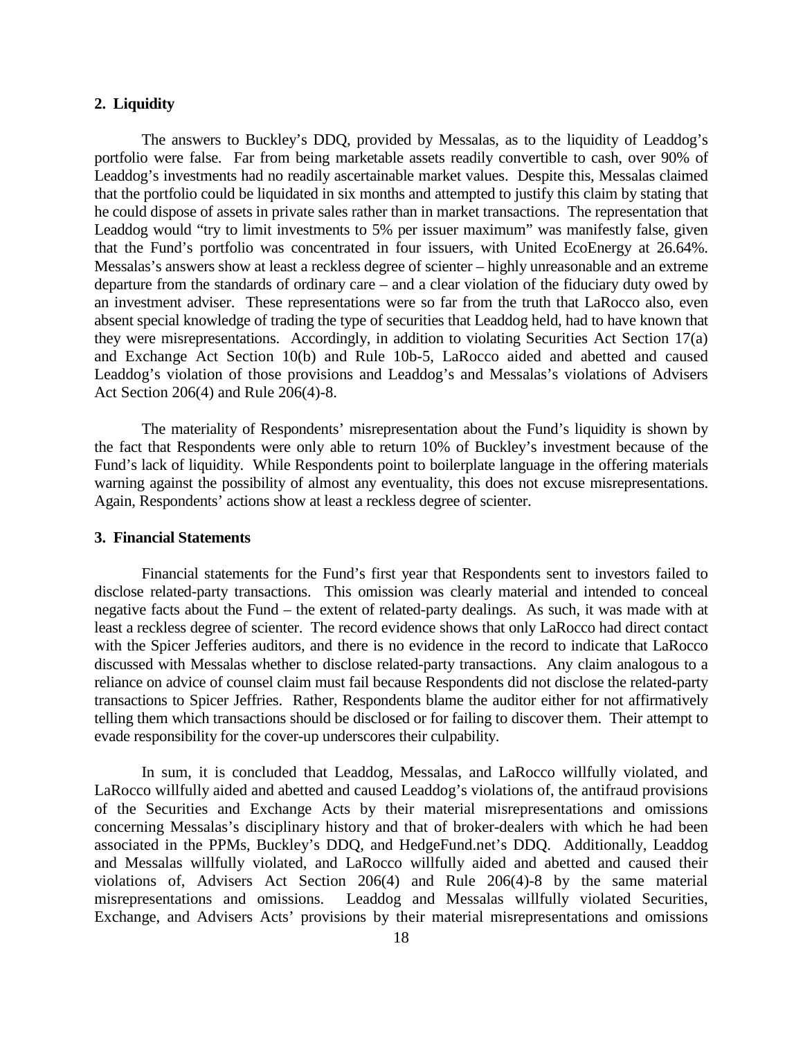### 2. Liquidity

The answers to Buckley's DDQ, provided by Messalas, as to the liquidity of Leaddog's portfolio were false. Far from being marketable assets readily convertible to cash, over 90% of Leaddog's investments had no readily ascertainable market values. Despite this, Messalas claimed that the portfolio could be liquidated in six months and attempted to justify this claim by stating that he could dispose of assets in private sales rather than in market transactions. The representation that Leaddog would "try to limit investments to 5% per issuer maximum" was manifestly false, given that the Fund's portfolio was concentrated in four issuers, with United EcoEnergy at 26.64%. Messalas's answers show at least a reckless degree of scienter – highly unreasonable and an extreme departure from the standards of ordinary care – and a clear violation of the fiduciary duty owed by an investment adviser. These representations were so far from the truth that LaRocco also, even absent special knowledge of trading the type of securities that Leaddog held, had to have known that they were misrepresentations. Accordingly, in addition to violating Securities Act Section 17(a) and Exchange Act Section 10(b) and Rule 10b-5, LaRocco aided and abetted and caused Leaddog's violation of those provisions and Leaddog's and Messalas's violations of Advisers Act Section 206(4) and Rule 206(4)-8.

The materiality of Respondents' misrepresentation about the Fund's liquidity is shown by the fact that Respondents were only able to return 10% of Buckley's investment because of the Fund's lack of liquidity. While Respondents point to boilerplate language in the offering materials warning against the possibility of almost any eventuality, this does not excuse misrepresentations. Again, Respondents' actions show at least a reckless degree of scienter.

### 3. Financial Statements

Financial statements for the Fund's first year that Respondents sent to investors failed to disclose related-party transactions. This omission was clearly material and intended to conceal negative facts about the Fund – the extent of related-party dealings. As such, it was made with at least a reckless degree of scienter. The record evidence shows that only LaRocco had direct contact with the Spicer Jefferies auditors, and there is no evidence in the record to indicate that LaRocco discussed with Messalas whether to disclose related-party transactions. Any claim analogous to a reliance on advice of counsel claim must fail because Respondents did not disclose the related-party transactions to Spicer Jeffries. Rather, Respondents blame the auditor either for not affirmatively telling them which transactions should be disclosed or for failing to discover them. Their attempt to evade responsibility for the cover-up underscores their culpability.

In sum, it is concluded that Leaddog, Messalas, and LaRocco willfully violated, and LaRocco willfully aided and abetted and caused Leaddog's violations of, the antifraud provisions of the Securities and Exchange Acts by their material misrepresentations and omissions concerning Messalas's disciplinary history and that of broker-dealers with which he had been associated in the PPMs, Buckley's DDQ, and HedgeFund.net's DDQ. Additionally, Leaddog and Messalas willfully violated, and LaRocco willfully aided and abetted and caused their violations of, Advisers Act Section 206(4) and Rule 206(4)-8 by the same material misrepresentations and omissions. Leaddog and Messalas willfully violated Securities, Exchange, and Advisers Acts' provisions by their material misrepresentations and omissions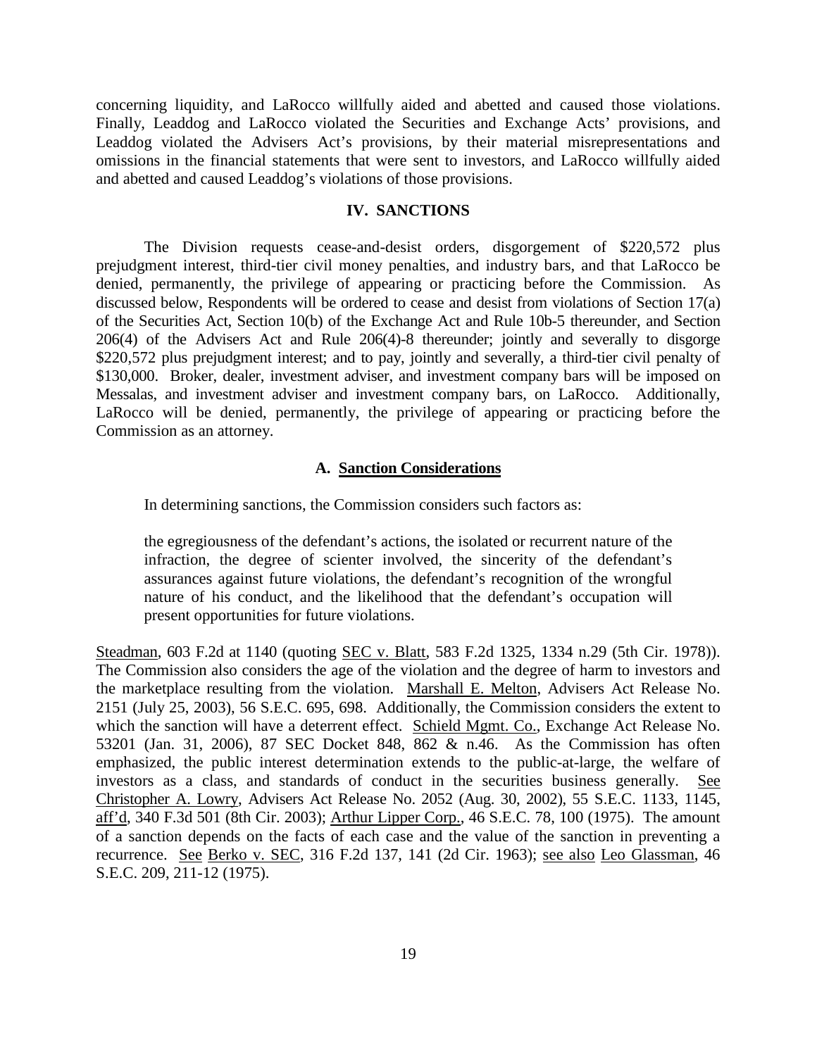concerning liquidity, and LaRocco willfully aided and abetted and caused those violations. Finally, Leaddog and LaRocco violated the Securities and Exchange Acts' provisions, and Leaddog violated the Advisers Act's provisions, by their material misrepresentations and omissions in the financial statements that were sent to investors, and LaRocco willfully aided and abetted and caused Leaddog's violations of those provisions.

## IV. SANCTIONS

The Division requests cease-and-desist orders, disgorgement of $220,572 plus prejudgment interest, third-tier civil money penalties, and industry bars, and that LaRocco be denied, permanently, the privilege of appearing or practicing before the Commission. As discussed below, Respondents will be ordered to cease and desist from violations of Section 17(a) of the Securities Act, Section 10(b) of the Exchange Act and Rule 10b-5 thereunder, and Section 206(4) of the Advisers Act and Rule 206(4)-8 thereunder; jointly and severally to disgorge $220,572 plus prejudgment interest; and to pay, jointly and severally, a third-tier civil penalty of $130,000. Broker, dealer, investment adviser, and investment company bars will be imposed on Messalas, and investment adviser and investment company bars, on LaRocco. Additionally, LaRocco will be denied, permanently, the privilege of appearing or practicing before the Commission as an attorney.

### A. Sanction Considerations

In determining sanctions, the Commission considers such factors as:

> the egregiousness of the defendant's actions, the isolated or recurrent nature of the infraction, the degree of scienter involved, the sincerity of the defendant's assurances against future violations, the defendant's recognition of the wrongful nature of his conduct, and the likelihood that the defendant's occupation will present opportunities for future violations.

Steadman, 603 F.2d at 1140 (quoting SEC v. Blatt, 583 F.2d 1325, 1334 n.29 (5th Cir. 1978)). The Commission also considers the age of the violation and the degree of harm to investors and the marketplace resulting from the violation. Marshall E. Melton, Advisers Act Release No. 2151 (July 25, 2003), 56 S.E.C. 695, 698. Additionally, the Commission considers the extent to which the sanction will have a deterrent effect. Schield Mgmt. Co., Exchange Act Release No. 53201 (Jan. 31, 2006), 87 SEC Docket 848, 862 & n.46. As the Commission has often emphasized, the public interest determination extends to the public-at-large, the welfare of investors as a class, and standards of conduct in the securities business generally. See Christopher A. Lowry, Advisers Act Release No. 2052 (Aug. 30, 2002), 55 S.E.C. 1133, 1145, aff'd, 340 F.3d 501 (8th Cir. 2003); Arthur Lipper Corp., 46 S.E.C. 78, 100 (1975). The amount of a sanction depends on the facts of each case and the value of the sanction in preventing a recurrence. See Berko v. SEC, 316 F.2d 137, 141 (2d Cir. 1963); see also Leo Glassman, 46 S.E.C. 209, 211-12 (1975).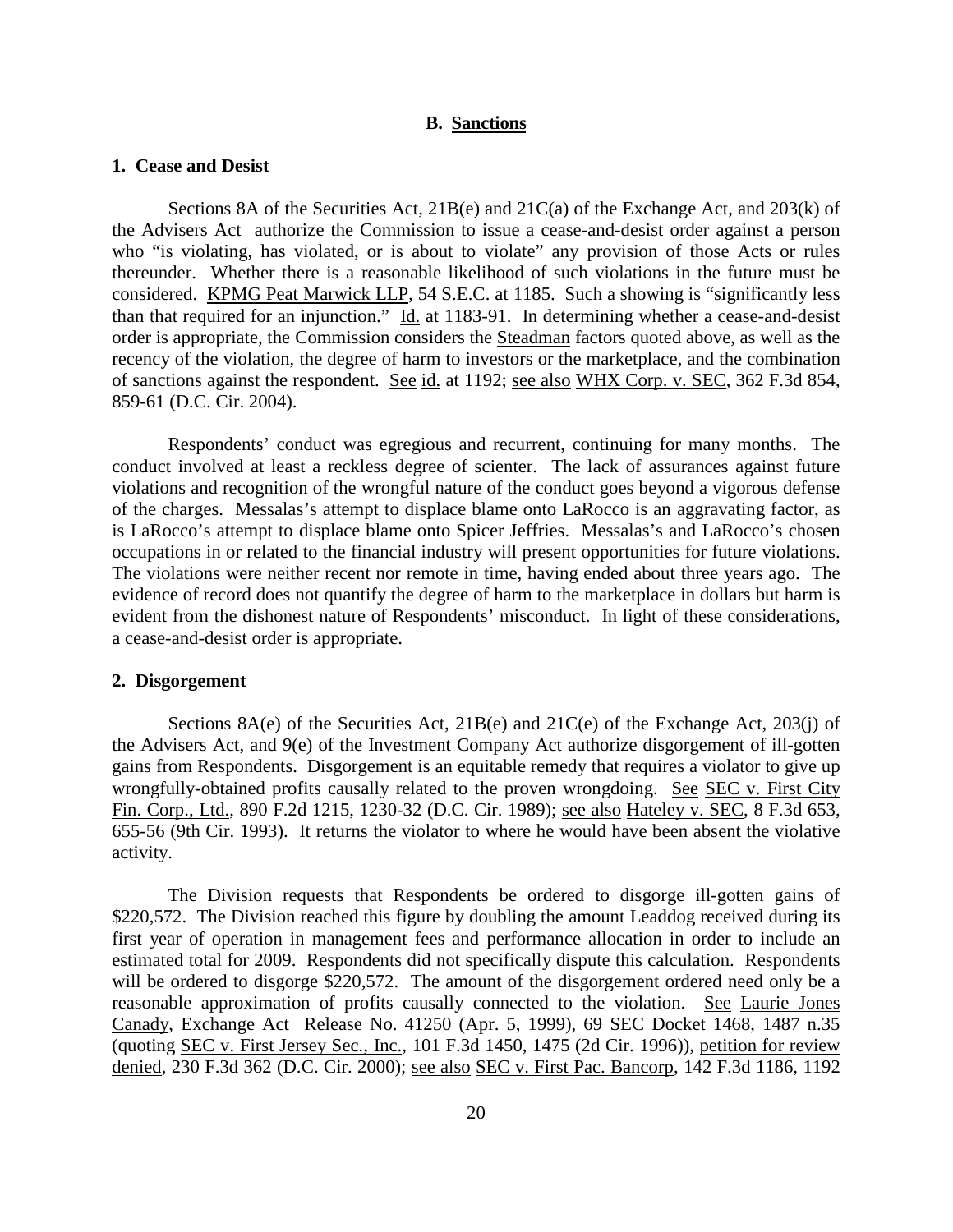## B. Sanctions

### 1. Cease and Desist

Sections 8A of the Securities Act, 21B(e) and 21C(a) of the Exchange Act, and 203(k) of the Advisers Act authorize the Commission to issue a cease-and-desist order against a person who "is violating, has violated, or is about to violate" any provision of those Acts or rules thereunder. Whether there is a reasonable likelihood of such violations in the future must be considered. KPMG Peat Marwick LLP, 54 S.E.C. at 1185. Such a showing is "significantly less than that required for an injunction." Id. at 1183-91. In determining whether a cease-and-desist order is appropriate, the Commission considers the Steadman factors quoted above, as well as the recency of the violation, the degree of harm to investors or the marketplace, and the combination of sanctions against the respondent. See id. at 1192; see also WHX Corp. v. SEC, 362 F.3d 854, 859-61 (D.C. Cir. 2004).

Respondents' conduct was egregious and recurrent, continuing for many months. The conduct involved at least a reckless degree of scienter. The lack of assurances against future violations and recognition of the wrongful nature of the conduct goes beyond a vigorous defense of the charges. Messalas's attempt to displace blame onto LaRocco is an aggravating factor, as is LaRocco's attempt to displace blame onto Spicer Jeffries. Messalas's and LaRocco's chosen occupations in or related to the financial industry will present opportunities for future violations. The violations were neither recent nor remote in time, having ended about three years ago. The evidence of record does not quantify the degree of harm to the marketplace in dollars but harm is evident from the dishonest nature of Respondents' misconduct. In light of these considerations, a cease-and-desist order is appropriate.

### 2. Disgorgement

Sections 8A(e) of the Securities Act, 21B(e) and 21C(e) of the Exchange Act, 203(j) of the Advisers Act, and 9(e) of the Investment Company Act authorize disgorgement of ill-gotten gains from Respondents. Disgorgement is an equitable remedy that requires a violator to give up wrongfully-obtained profits causally related to the proven wrongdoing. See SEC v. First City Fin. Corp., Ltd., 890 F.2d 1215, 1230-32 (D.C. Cir. 1989); see also Hateley v. SEC, 8 F.3d 653, 655-56 (9th Cir. 1993). It returns the violator to where he would have been absent the violative activity.

The Division requests that Respondents be ordered to disgorge ill-gotten gains of $220,572. The Division reached this figure by doubling the amount Leaddog received during its first year of operation in management fees and performance allocation in order to include an estimated total for 2009. Respondents did not specifically dispute this calculation. Respondents will be ordered to disgorge $220,572. The amount of the disgorgement ordered need only be a reasonable approximation of profits causally connected to the violation. See Laurie Jones Canady, Exchange Act Release No. 41250 (Apr. 5, 1999), 69 SEC Docket 1468, 1487 n.35 (quoting SEC v. First Jersey Sec., Inc., 101 F.3d 1450, 1475 (2d Cir. 1996)), petition for review denied, 230 F.3d 362 (D.C. Cir. 2000); see also SEC v. First Pac. Bancorp, 142 F.3d 1186, 1192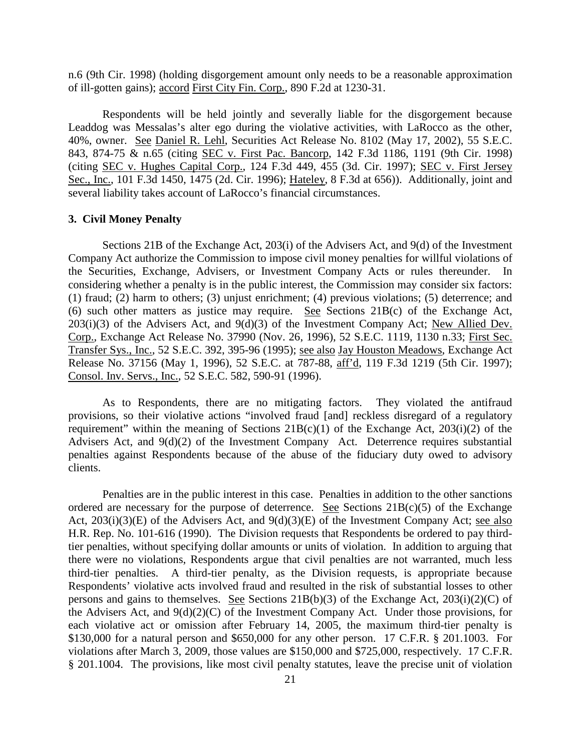n.6 (9th Cir. 1998) (holding disgorgement amount only needs to be a reasonable approximation of ill-gotten gains); accord First City Fin. Corp., 890 F.2d at 1230-31.

Respondents will be held jointly and severally liable for the disgorgement because Leaddog was Messalas's alter ego during the violative activities, with LaRocco as the other, 40%, owner. See Daniel R. Lehl, Securities Act Release No. 8102 (May 17, 2002), 55 S.E.C. 843, 874-75 & n.65 (citing SEC v. First Pac. Bancorp, 142 F.3d 1186, 1191 (9th Cir. 1998) (citing SEC v. Hughes Capital Corp., 124 F.3d 449, 455 (3d. Cir. 1997); SEC v. First Jersey Sec., Inc., 101 F.3d 1450, 1475 (2d. Cir. 1996); Hateley, 8 F.3d at 656)). Additionally, joint and several liability takes account of LaRocco's financial circumstances.

### 3. Civil Money Penalty

Sections 21B of the Exchange Act, 203(i) of the Advisers Act, and 9(d) of the Investment Company Act authorize the Commission to impose civil money penalties for willful violations of the Securities, Exchange, Advisers, or Investment Company Acts or rules thereunder. In considering whether a penalty is in the public interest, the Commission may consider six factors: (1) fraud; (2) harm to others; (3) unjust enrichment; (4) previous violations; (5) deterrence; and (6) such other matters as justice may require. See Sections 21B(c) of the Exchange Act, 203(i)(3) of the Advisers Act, and 9(d)(3) of the Investment Company Act; New Allied Dev. Corp., Exchange Act Release No. 37990 (Nov. 26, 1996), 52 S.E.C. 1119, 1130 n.33; First Sec. Transfer Sys., Inc., 52 S.E.C. 392, 395-96 (1995); see also Jay Houston Meadows, Exchange Act Release No. 37156 (May 1, 1996), 52 S.E.C. at 787-88, aff'd, 119 F.3d 1219 (5th Cir. 1997); Consol. Inv. Servs., Inc., 52 S.E.C. 582, 590-91 (1996).

As to Respondents, there are no mitigating factors. They violated the antifraud provisions, so their violative actions "involved fraud [and] reckless disregard of a regulatory requirement" within the meaning of Sections 21B(c)(1) of the Exchange Act, 203(i)(2) of the Advisers Act, and 9(d)(2) of the Investment Company Act. Deterrence requires substantial penalties against Respondents because of the abuse of the fiduciary duty owed to advisory clients.

Penalties are in the public interest in this case. Penalties in addition to the other sanctions ordered are necessary for the purpose of deterrence. See Sections 21B(c)(5) of the Exchange Act, 203(i)(3)(E) of the Advisers Act, and 9(d)(3)(E) of the Investment Company Act; see also H.R. Rep. No. 101-616 (1990). The Division requests that Respondents be ordered to pay third-tier penalties, without specifying dollar amounts or units of violation. In addition to arguing that there were no violations, Respondents argue that civil penalties are not warranted, much less third-tier penalties. A third-tier penalty, as the Division requests, is appropriate because Respondents' violative acts involved fraud and resulted in the risk of substantial losses to other persons and gains to themselves. See Sections 21B(b)(3) of the Exchange Act, 203(i)(2)(C) of the Advisers Act, and 9(d)(2)(C) of the Investment Company Act. Under those provisions, for each violative act or omission after February 14, 2005, the maximum third-tier penalty is $130,000 for a natural person and $650,000 for any other person. 17 C.F.R. § 201.1003. For violations after March 3, 2009, those values are $150,000 and $725,000, respectively. 17 C.F.R. § 201.1004. The provisions, like most civil penalty statutes, leave the precise unit of violation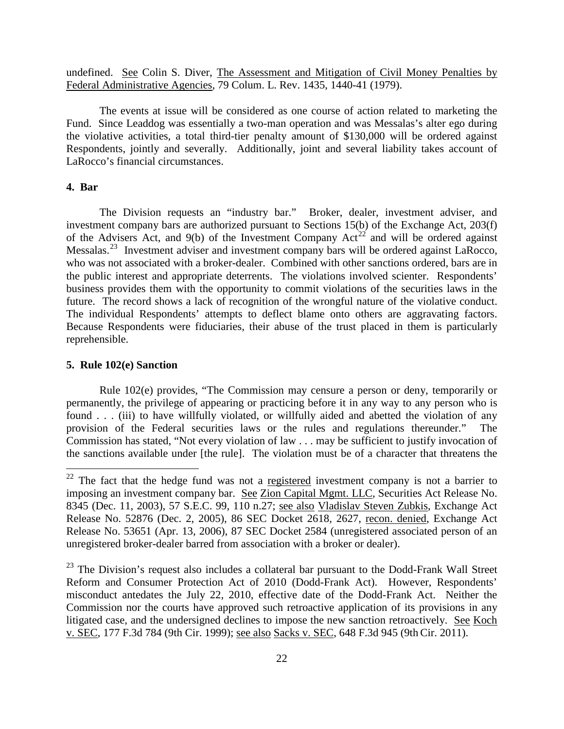undefined. See Colin S. Diver, The Assessment and Mitigation of Civil Money Penalties by Federal Administrative Agencies, 79 Colum. L. Rev. 1435, 1440-41 (1979).

The events at issue will be considered as one course of action related to marketing the Fund. Since Leaddog was essentially a two-man operation and was Messalas's alter ego during the violative activities, a total third-tier penalty amount of $130,000 will be ordered against Respondents, jointly and severally. Additionally, joint and several liability takes account of LaRocco's financial circumstances.

**4. Bar**

The Division requests an "industry bar." Broker, dealer, investment adviser, and investment company bars are authorized pursuant to Sections 15(b) of the Exchange Act, 203(f) of the Advisers Act, and 9(b) of the Investment Company Act[22] and will be ordered against Messalas.[23] Investment adviser and investment company bars will be ordered against LaRocco, who was not associated with a broker-dealer. Combined with other sanctions ordered, bars are in the public interest and appropriate deterrents. The violations involved scienter. Respondents' business provides them with the opportunity to commit violations of the securities laws in the future. The record shows a lack of recognition of the wrongful nature of the violative conduct. The individual Respondents' attempts to deflect blame onto others are aggravating factors. Because Respondents were fiduciaries, their abuse of the trust placed in them is particularly reprehensible.

**5. Rule 102(e) Sanction**

Rule 102(e) provides, "The Commission may censure a person or deny, temporarily or permanently, the privilege of appearing or practicing before it in any way to any person who is found . . . (iii) to have willfully violated, or willfully aided and abetted the violation of any provision of the Federal securities laws or the rules and regulations thereunder." The Commission has stated, "Not every violation of law . . . may be sufficient to justify invocation of the sanctions available under [the rule]. The violation must be of a character that threatens the

---

[22] The fact that the hedge fund was not a registered investment company is not a barrier to imposing an investment company bar. See Zion Capital Mgmt. LLC, Securities Act Release No. 8345 (Dec. 11, 2003), 57 S.E.C. 99, 110 n.27; see also Vladislav Steven Zubkis, Exchange Act Release No. 52876 (Dec. 2, 2005), 86 SEC Docket 2618, 2627, recon. denied, Exchange Act Release No. 53651 (Apr. 13, 2006), 87 SEC Docket 2584 (unregistered associated person of an unregistered broker-dealer barred from association with a broker or dealer).

[23] The Division's request also includes a collateral bar pursuant to the Dodd-Frank Wall Street Reform and Consumer Protection Act of 2010 (Dodd-Frank Act). However, Respondents' misconduct antedates the July 22, 2010, effective date of the Dodd-Frank Act. Neither the Commission nor the courts have approved such retroactive application of its provisions in any litigated case, and the undersigned declines to impose the new sanction retroactively. See Koch v. SEC, 177 F.3d 784 (9th Cir. 1999); see also Sacks v. SEC, 648 F.3d 945 (9th Cir. 2011).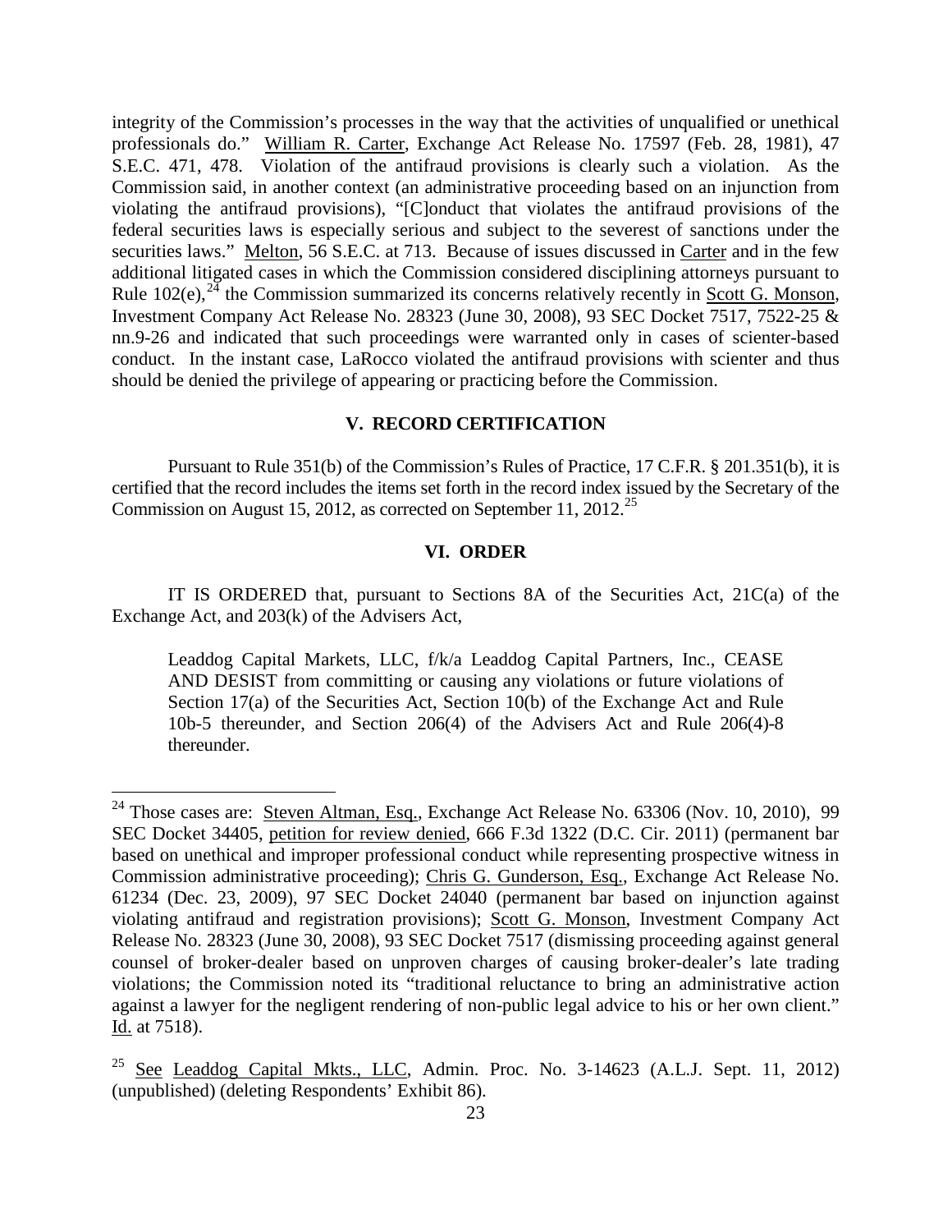integrity of the Commission's processes in the way that the activities of unqualified or unethical professionals do." William R. Carter, Exchange Act Release No. 17597 (Feb. 28, 1981), 47 S.E.C. 471, 478. Violation of the antifraud provisions is clearly such a violation. As the Commission said, in another context (an administrative proceeding based on an injunction from violating the antifraud provisions), "[C]onduct that violates the antifraud provisions of the federal securities laws is especially serious and subject to the severest of sanctions under the securities laws." Melton, 56 S.E.C. at 713. Because of issues discussed in Carter and in the few additional litigated cases in which the Commission considered disciplining attorneys pursuant to Rule 102(e),[24] the Commission summarized its concerns relatively recently in Scott G. Monson, Investment Company Act Release No. 28323 (June 30, 2008), 93 SEC Docket 7517, 7522-25 & nn.9-26 and indicated that such proceedings were warranted only in cases of scienter-based conduct. In the instant case, LaRocco violated the antifraud provisions with scienter and thus should be denied the privilege of appearing or practicing before the Commission.

## V. RECORD CERTIFICATION

Pursuant to Rule 351(b) of the Commission's Rules of Practice, 17 C.F.R. § 201.351(b), it is certified that the record includes the items set forth in the record index issued by the Secretary of the Commission on August 15, 2012, as corrected on September 11, 2012.[25]

## VI. ORDER

IT IS ORDERED that, pursuant to Sections 8A of the Securities Act, 21C(a) of the Exchange Act, and 203(k) of the Advisers Act,

> Leaddog Capital Markets, LLC, f/k/a Leaddog Capital Partners, Inc., CEASE AND DESIST from committing or causing any violations or future violations of Section 17(a) of the Securities Act, Section 10(b) of the Exchange Act and Rule 10b-5 thereunder, and Section 206(4) of the Advisers Act and Rule 206(4)-8 thereunder.

---

[24] Those cases are: Steven Altman, Esq., Exchange Act Release No. 63306 (Nov. 10, 2010), 99 SEC Docket 34405, petition for review denied, 666 F.3d 1322 (D.C. Cir. 2011) (permanent bar based on unethical and improper professional conduct while representing prospective witness in Commission administrative proceeding); Chris G. Gunderson, Esq., Exchange Act Release No. 61234 (Dec. 23, 2009), 97 SEC Docket 24040 (permanent bar based on injunction against violating antifraud and registration provisions); Scott G. Monson, Investment Company Act Release No. 28323 (June 30, 2008), 93 SEC Docket 7517 (dismissing proceeding against general counsel of broker-dealer based on unproven charges of causing broker-dealer's late trading violations; the Commission noted its "traditional reluctance to bring an administrative action against a lawyer for the negligent rendering of non-public legal advice to his or her own client." Id. at 7518).

[25] See Leaddog Capital Mkts., LLC, Admin. Proc. No. 3-14623 (A.L.J. Sept. 11, 2012) (unpublished) (deleting Respondents' Exhibit 86).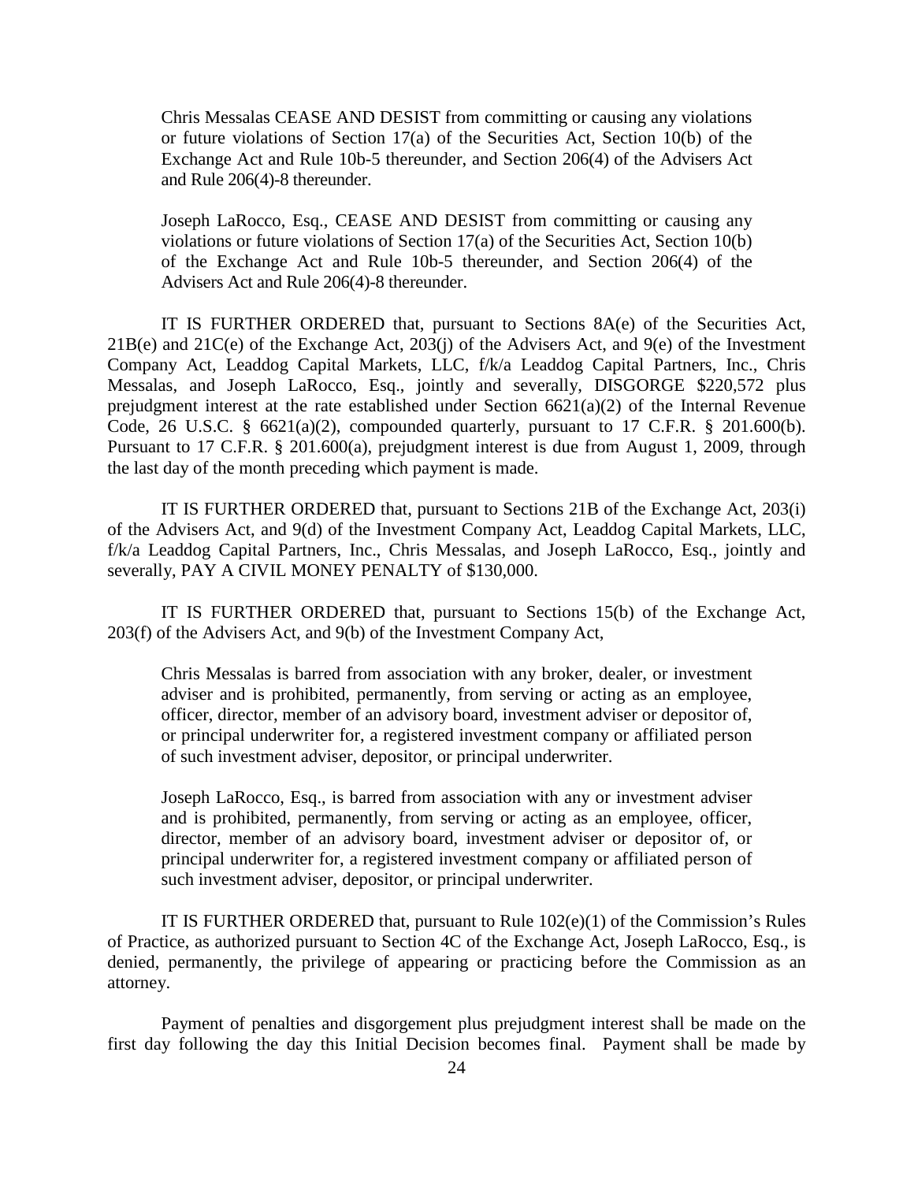> Chris Messalas CEASE AND DESIST from committing or causing any violations or future violations of Section 17(a) of the Securities Act, Section 10(b) of the Exchange Act and Rule 10b-5 thereunder, and Section 206(4) of the Advisers Act and Rule 206(4)-8 thereunder.
>
> Joseph LaRocco, Esq., CEASE AND DESIST from committing or causing any violations or future violations of Section 17(a) of the Securities Act, Section 10(b) of the Exchange Act and Rule 10b-5 thereunder, and Section 206(4) of the Advisers Act and Rule 206(4)-8 thereunder.

IT IS FURTHER ORDERED that, pursuant to Sections 8A(e) of the Securities Act, 21B(e) and 21C(e) of the Exchange Act, 203(j) of the Advisers Act, and 9(e) of the Investment Company Act, Leaddog Capital Markets, LLC, f/k/a Leaddog Capital Partners, Inc., Chris Messalas, and Joseph LaRocco, Esq., jointly and severally, DISGORGE $220,572 plus prejudgment interest at the rate established under Section 6621(a)(2) of the Internal Revenue Code, 26 U.S.C. § 6621(a)(2), compounded quarterly, pursuant to 17 C.F.R. § 201.600(b). Pursuant to 17 C.F.R. § 201.600(a), prejudgment interest is due from August 1, 2009, through the last day of the month preceding which payment is made.

IT IS FURTHER ORDERED that, pursuant to Sections 21B of the Exchange Act, 203(i) of the Advisers Act, and 9(d) of the Investment Company Act, Leaddog Capital Markets, LLC, f/k/a Leaddog Capital Partners, Inc., Chris Messalas, and Joseph LaRocco, Esq., jointly and severally, PAY A CIVIL MONEY PENALTY of $130,000.

IT IS FURTHER ORDERED that, pursuant to Sections 15(b) of the Exchange Act, 203(f) of the Advisers Act, and 9(b) of the Investment Company Act,

> Chris Messalas is barred from association with any broker, dealer, or investment adviser and is prohibited, permanently, from serving or acting as an employee, officer, director, member of an advisory board, investment adviser or depositor of, or principal underwriter for, a registered investment company or affiliated person of such investment adviser, depositor, or principal underwriter.
>
> Joseph LaRocco, Esq., is barred from association with any or investment adviser and is prohibited, permanently, from serving or acting as an employee, officer, director, member of an advisory board, investment adviser or depositor of, or principal underwriter for, a registered investment company or affiliated person of such investment adviser, depositor, or principal underwriter.

IT IS FURTHER ORDERED that, pursuant to Rule 102(e)(1) of the Commission's Rules of Practice, as authorized pursuant to Section 4C of the Exchange Act, Joseph LaRocco, Esq., is denied, permanently, the privilege of appearing or practicing before the Commission as an attorney.

Payment of penalties and disgorgement plus prejudgment interest shall be made on the first day following the day this Initial Decision becomes final. Payment shall be made by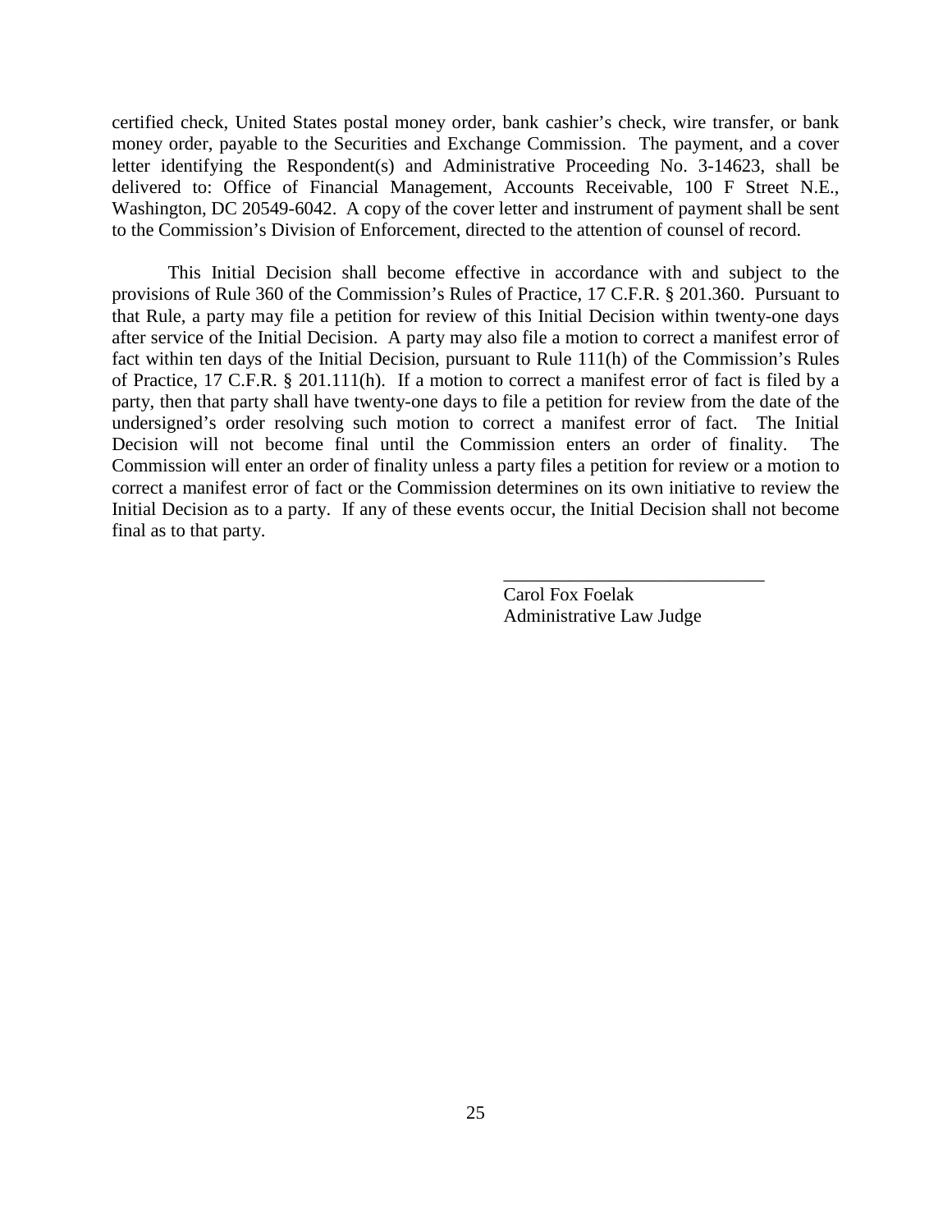certified check, United States postal money order, bank cashier's check, wire transfer, or bank money order, payable to the Securities and Exchange Commission. The payment, and a cover letter identifying the Respondent(s) and Administrative Proceeding No. 3-14623, shall be delivered to: Office of Financial Management, Accounts Receivable, 100 F Street N.E., Washington, DC 20549-6042. A copy of the cover letter and instrument of payment shall be sent to the Commission's Division of Enforcement, directed to the attention of counsel of record.

This Initial Decision shall become effective in accordance with and subject to the provisions of Rule 360 of the Commission's Rules of Practice, 17 C.F.R. § 201.360. Pursuant to that Rule, a party may file a petition for review of this Initial Decision within twenty-one days after service of the Initial Decision. A party may also file a motion to correct a manifest error of fact within ten days of the Initial Decision, pursuant to Rule 111(h) of the Commission's Rules of Practice, 17 C.F.R. § 201.111(h). If a motion to correct a manifest error of fact is filed by a party, then that party shall have twenty-one days to file a petition for review from the date of the undersigned's order resolving such motion to correct a manifest error of fact. The Initial Decision will not become final until the Commission enters an order of finality. The Commission will enter an order of finality unless a party files a petition for review or a motion to correct a manifest error of fact or the Commission determines on its own initiative to review the Initial Decision as to a party. If any of these events occur, the Initial Decision shall not become final as to that party.

\_\_\_\_\_\_\_\_\_\_\_\_\_\_\_\_\_\_\_\_\_\_\_\_\_\_\_\_\_

Carol Fox Foelak  
Administrative Law Judge